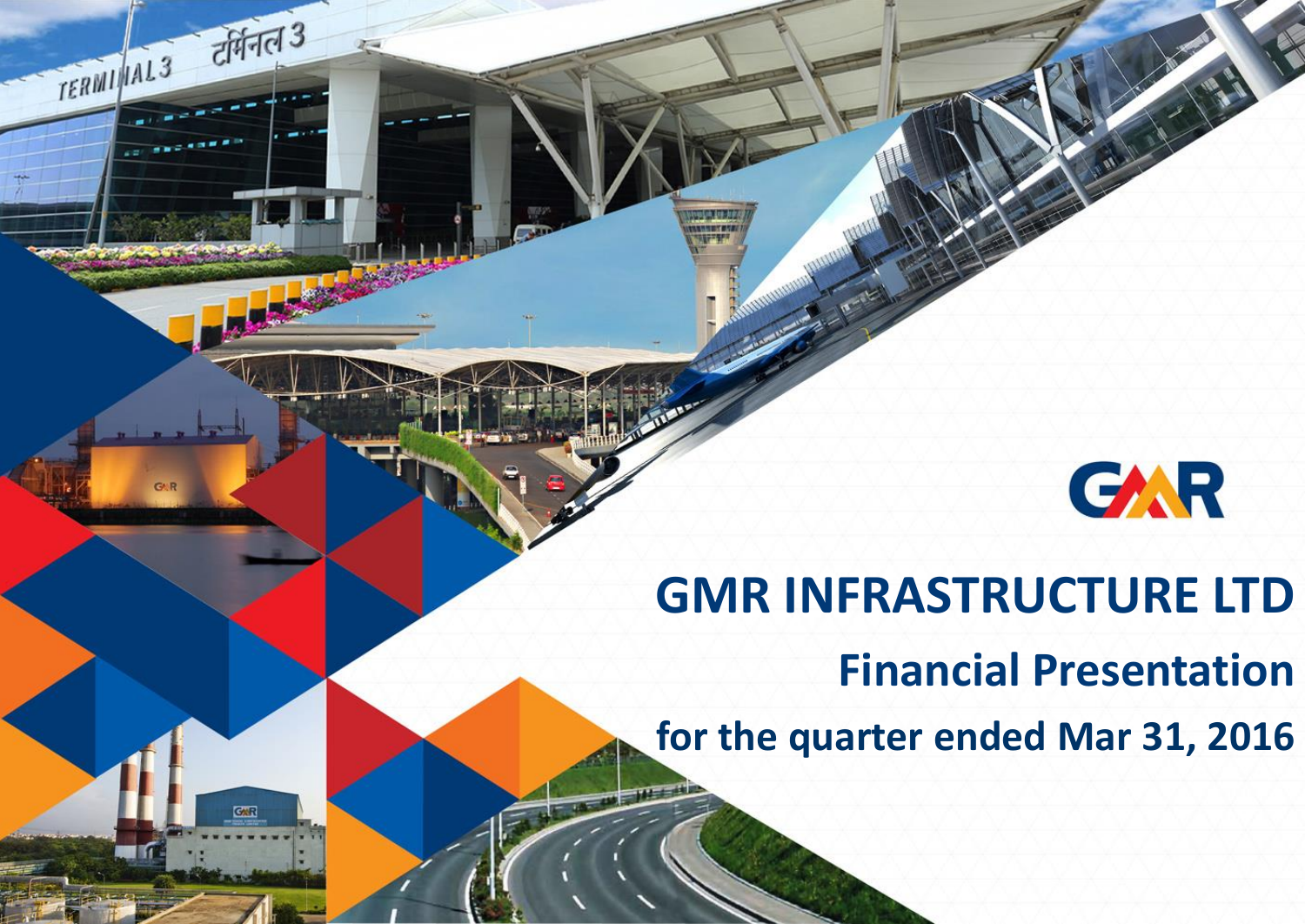# GMR INFRASTRUCTURE LTD

## Financial Presentation

### for the quarter ended Mar 31, 2016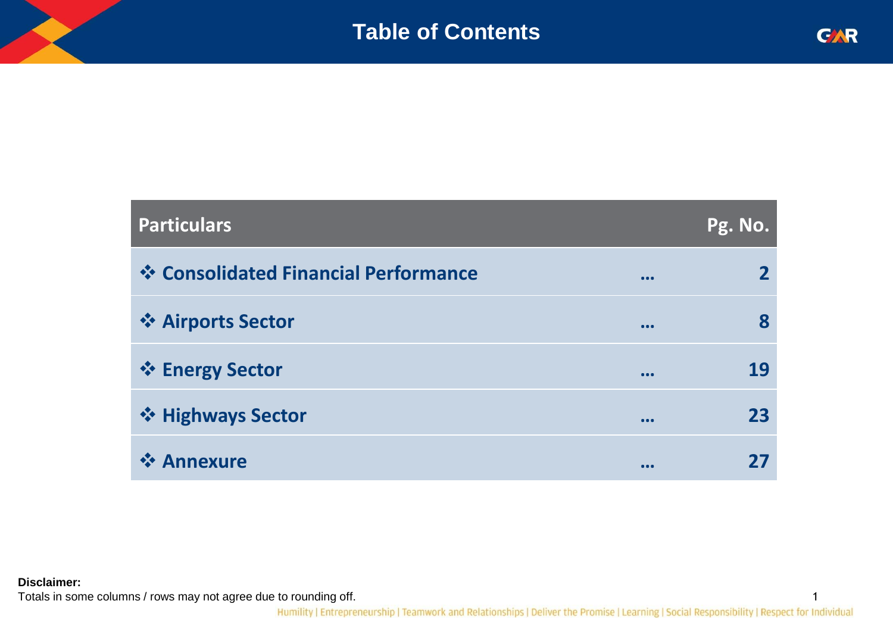# Table of Contents

| Particulars | | Pg. No. |
|---|---|---|
| ❖ Consolidated Financial Performance | … | 2 |
| ❖ Airports Sector | … | 8 |
| ❖ Energy Sector | … | 19 |
| ❖ Highways Sector | … | 23 |
| ❖ Annexure | … | 27 |

**Disclaimer:**
Totals in some columns / rows may not agree due to rounding off.

Humility | Entrepreneurship | Teamwork and Relationships | Deliver the Promise | Learning | Social Responsibility | Respect for Individual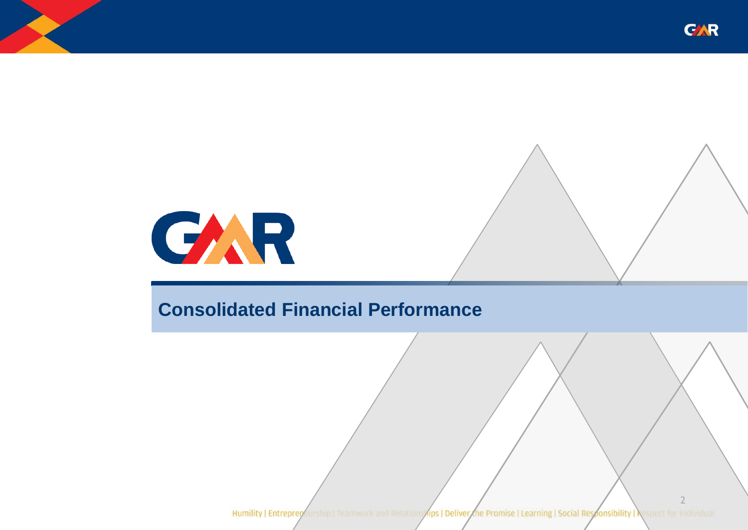# Consolidated Financial Performance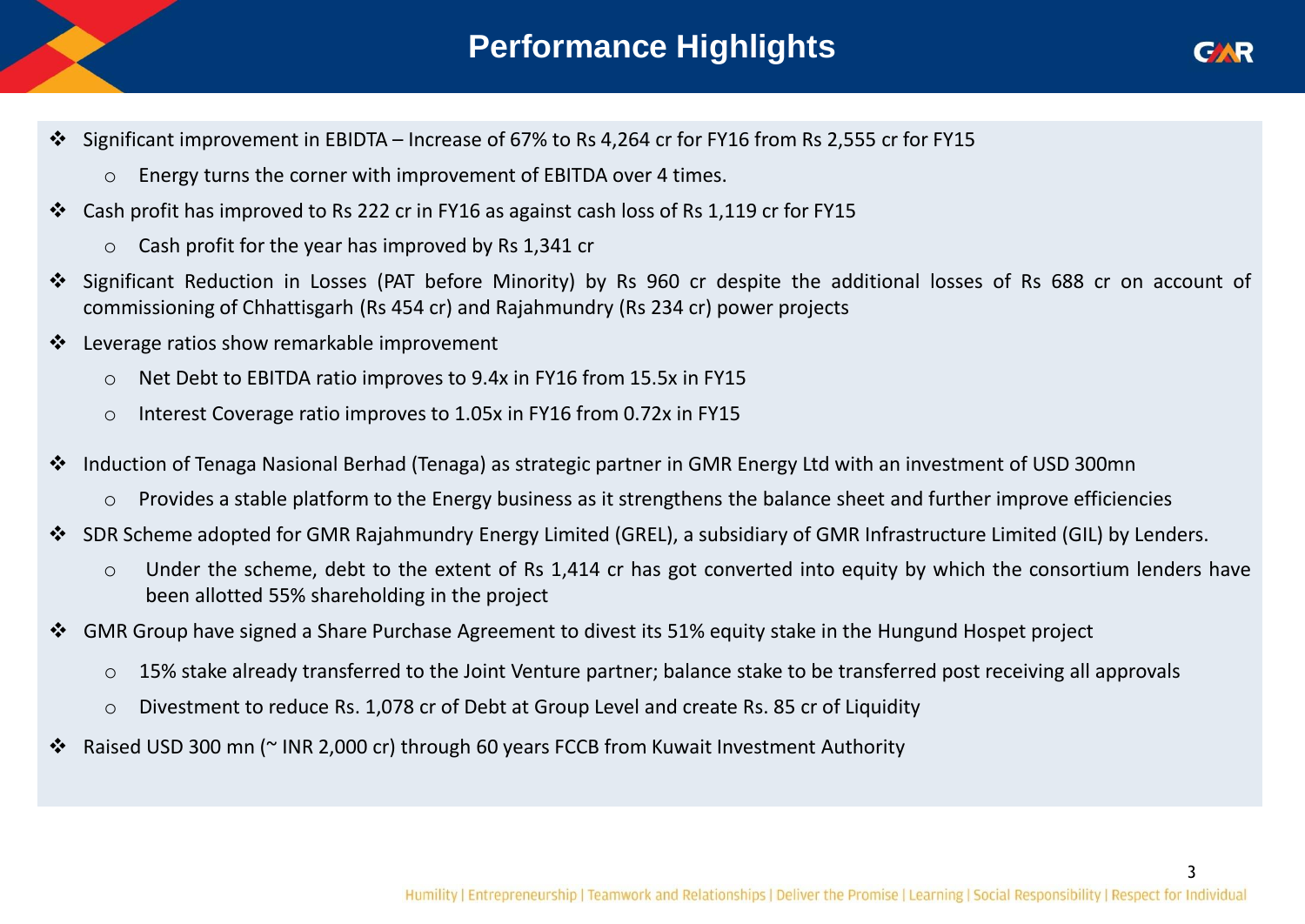# Performance Highlights

- Significant improvement in EBIDTA – Increase of 67% to Rs 4,264 cr for FY16 from Rs 2,555 cr for FY15
  - Energy turns the corner with improvement of EBITDA over 4 times.
- Cash profit has improved to Rs 222 cr in FY16 as against cash loss of Rs 1,119 cr for FY15
  - Cash profit for the year has improved by Rs 1,341 cr
- Significant Reduction in Losses (PAT before Minority) by Rs 960 cr despite the additional losses of Rs 688 cr on account of commissioning of Chhattisgarh (Rs 454 cr) and Rajahmundry (Rs 234 cr) power projects
- Leverage ratios show remarkable improvement
  - Net Debt to EBITDA ratio improves to 9.4x in FY16 from 15.5x in FY15
  - Interest Coverage ratio improves to 1.05x in FY16 from 0.72x in FY15
- Induction of Tenaga Nasional Berhad (Tenaga) as strategic partner in GMR Energy Ltd with an investment of USD 300mn
  - Provides a stable platform to the Energy business as it strengthens the balance sheet and further improve efficiencies
- SDR Scheme adopted for GMR Rajahmundry Energy Limited (GREL), a subsidiary of GMR Infrastructure Limited (GIL) by Lenders.
  - Under the scheme, debt to the extent of Rs 1,414 cr has got converted into equity by which the consortium lenders have been allotted 55% shareholding in the project
- GMR Group have signed a Share Purchase Agreement to divest its 51% equity stake in the Hungund Hospet project
  - 15% stake already transferred to the Joint Venture partner; balance stake to be transferred post receiving all approvals
  - Divestment to reduce Rs. 1,078 cr of Debt at Group Level and create Rs. 85 cr of Liquidity
- Raised USD 300 mn (~ INR 2,000 cr) through 60 years FCCB from Kuwait Investment Authority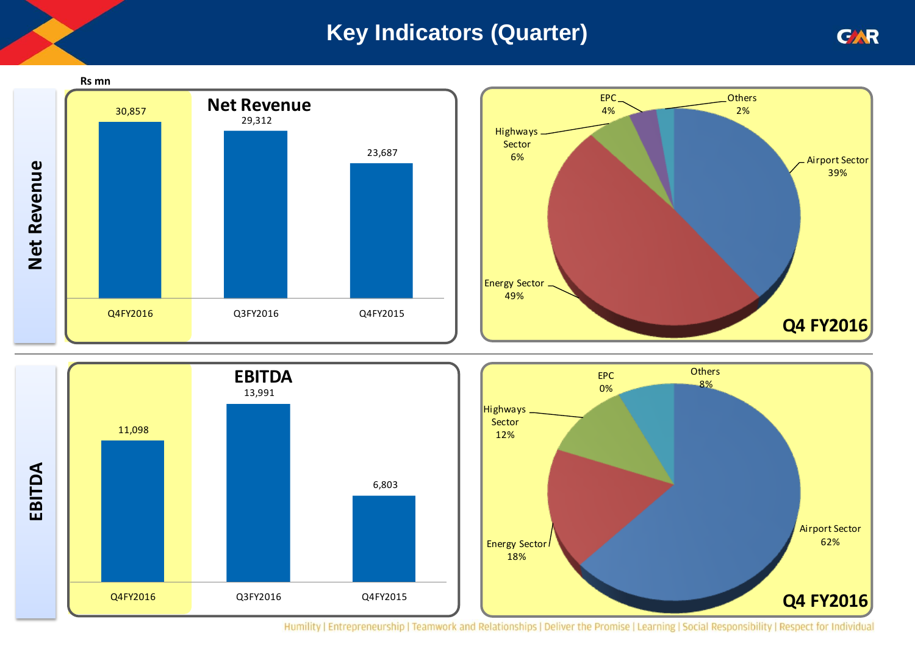# Key Indicators (Quarter)

Rs mn

## Net Revenue

| | Q4FY2016 | Q3FY2016 | Q4FY2015 |
|---|---|---|---|
| Net Revenue | 30,857 | 29,312 | 23,687 |

**Q4 FY2016**

| Segment | Share |
|---|---|
| Airport Sector | 39% |
| Energy Sector | 49% |
| Highways Sector | 6% |
| EPC | 4% |
| Others | 2% |

## EBITDA

| | Q4FY2016 | Q3FY2016 | Q4FY2015 |
|---|---|---|---|
| EBITDA | 11,098 | 13,991 | 6,803 |

**Q4 FY2016**

| Segment | Share |
|---|---|
| Airport Sector | 62% |
| Energy Sector | 18% |
| Highways Sector | 12% |
| EPC | 0% |
| Others | 8% |

Humility | Entrepreneurship | Teamwork and Relationships | Deliver the Promise | Learning | Social Responsibility | Respect for Individual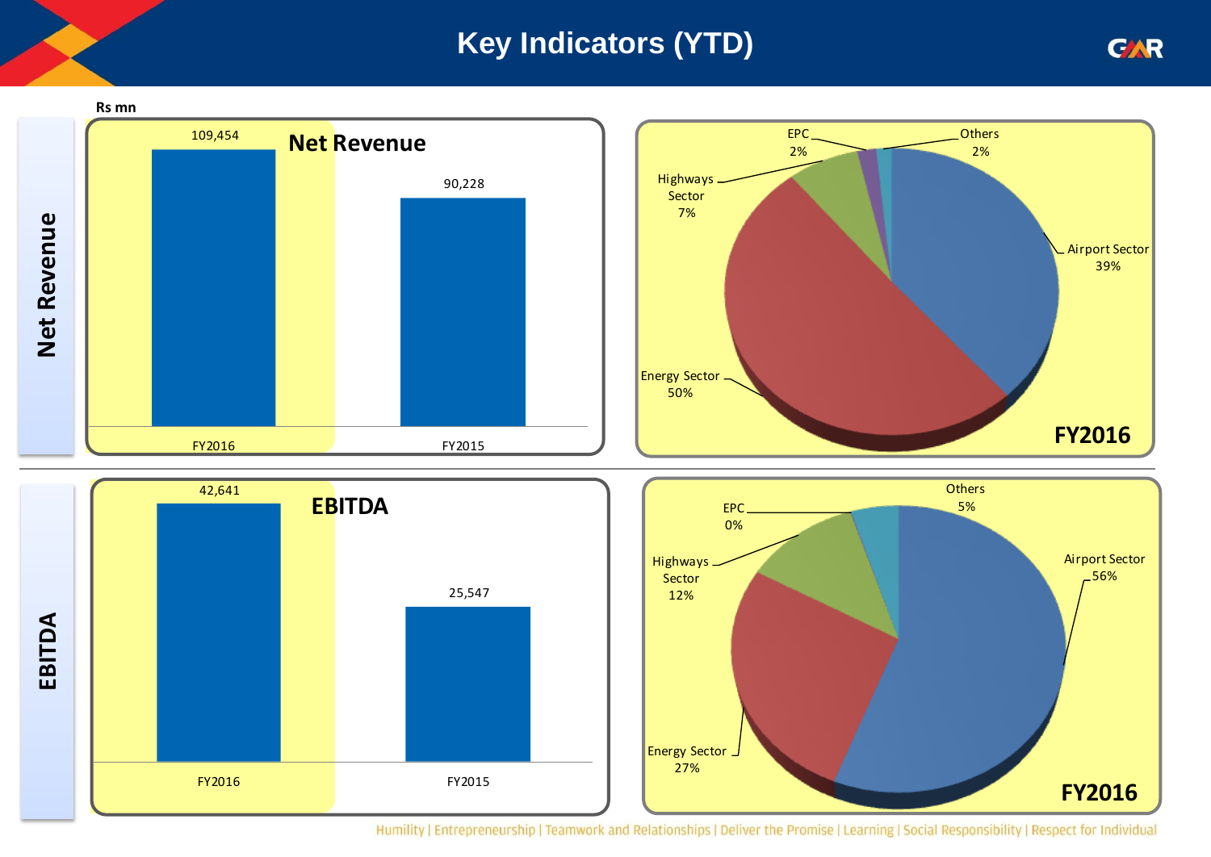# Key Indicators (YTD)

Rs mn

## Net Revenue

| | FY2016 | FY2015 |
|---|---|---|
| Net Revenue | 109,454 | 90,228 |

**FY2016**

| Sector | Share |
|---|---|
| Airport Sector | 39% |
| Energy Sector | 50% |
| Highways Sector | 7% |
| EPC | 2% |
| Others | 2% |

## EBITDA

| | FY2016 | FY2015 |
|---|---|---|
| EBITDA | 42,641 | 25,547 |

**FY2016**

| Sector | Share |
|---|---|
| Airport Sector | 56% |
| Energy Sector | 27% |
| Highways Sector | 12% |
| EPC | 0% |
| Others | 5% |

Humility | Entrepreneurship | Teamwork and Relationships | Deliver the Promise | Learning | Social Responsibility | Respect for Individual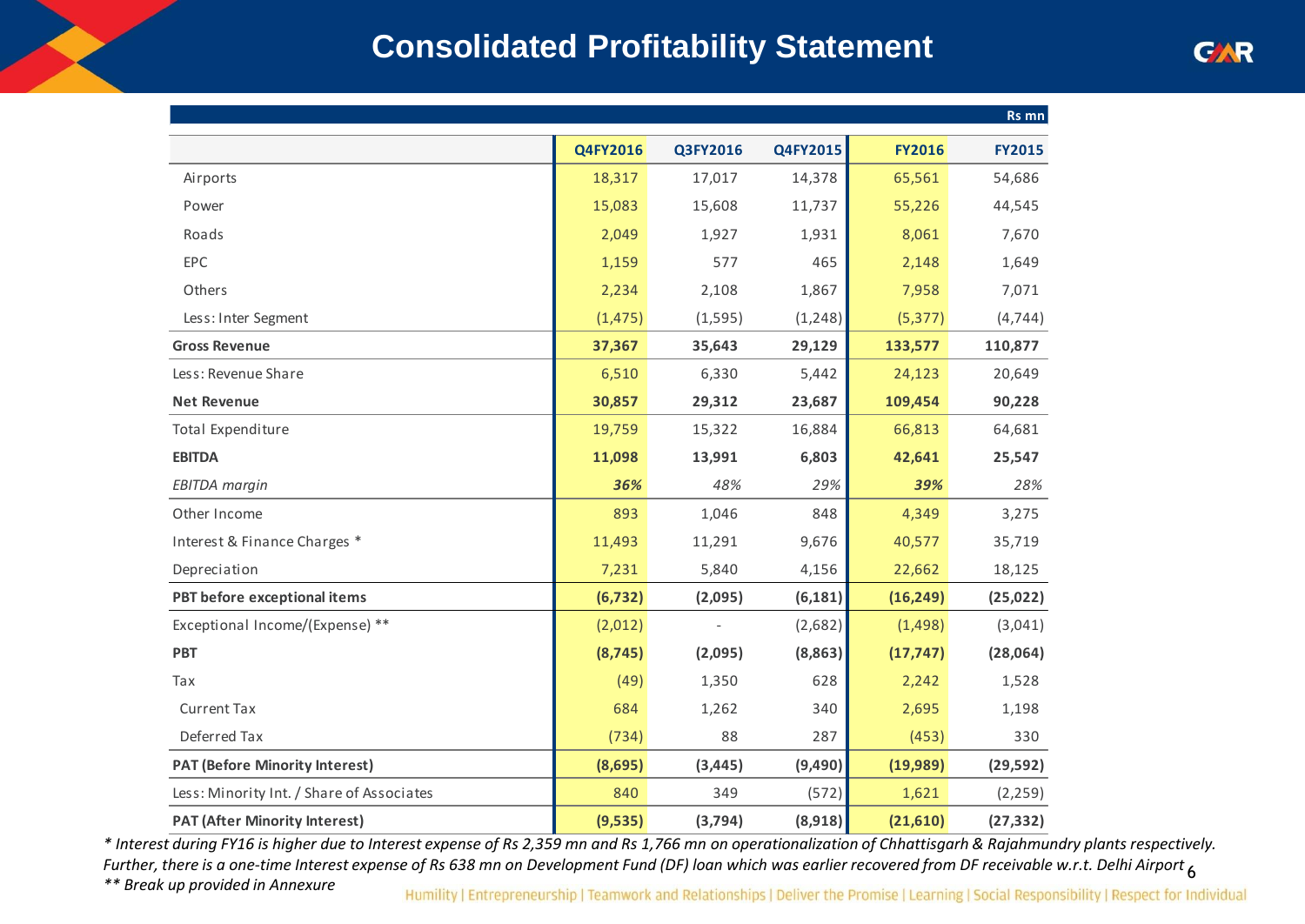# Consolidated Profitability Statement

| Rs mn | Q4FY2016 | Q3FY2016 | Q4FY2015 | FY2016 | FY2015 |
|---|---|---|---|---|---|
| Airports | 18,317 | 17,017 | 14,378 | 65,561 | 54,686 |
| Power | 15,083 | 15,608 | 11,737 | 55,226 | 44,545 |
| Roads | 2,049 | 1,927 | 1,931 | 8,061 | 7,670 |
| EPC | 1,159 | 577 | 465 | 2,148 | 1,649 |
| Others | 2,234 | 2,108 | 1,867 | 7,958 | 7,071 |
| Less: Inter Segment | (1,475) | (1,595) | (1,248) | (5,377) | (4,744) |
| **Gross Revenue** | **37,367** | **35,643** | **29,129** | **133,577** | **110,877** |
| Less: Revenue Share | 6,510 | 6,330 | 5,442 | 24,123 | 20,649 |
| **Net Revenue** | **30,857** | **29,312** | **23,687** | **109,454** | **90,228** |
| Total Expenditure | 19,759 | 15,322 | 16,884 | 66,813 | 64,681 |
| **EBITDA** | **11,098** | **13,991** | **6,803** | **42,641** | **25,547** |
| *EBITDA margin* | ***36%*** | *48%* | *29%* | ***39%*** | *28%* |
| Other Income | 893 | 1,046 | 848 | 4,349 | 3,275 |
| Interest & Finance Charges * | 11,493 | 11,291 | 9,676 | 40,577 | 35,719 |
| Depreciation | 7,231 | 5,840 | 4,156 | 22,662 | 18,125 |
| **PBT before exceptional items** | **(6,732)** | **(2,095)** | **(6,181)** | **(16,249)** | **(25,022)** |
| Exceptional Income/(Expense) ** | (2,012) | - | (2,682) | (1,498) | (3,041) |
| **PBT** | **(8,745)** | **(2,095)** | **(8,863)** | **(17,747)** | **(28,064)** |
| Tax | (49) | 1,350 | 628 | 2,242 | 1,528 |
| Current Tax | 684 | 1,262 | 340 | 2,695 | 1,198 |
| Deferred Tax | (734) | 88 | 287 | (453) | 330 |
| **PAT (Before Minority Interest)** | **(8,695)** | **(3,445)** | **(9,490)** | **(19,989)** | **(29,592)** |
| Less: Minority Int. / Share of Associates | 840 | 349 | (572) | 1,621 | (2,259) |
| **PAT (After Minority Interest)** | **(9,535)** | **(3,794)** | **(8,918)** | **(21,610)** | **(27,332)** |

*\* Interest during FY16 is higher due to Interest expense of Rs 2,359 mn and Rs 1,766 mn on operationalization of Chhattisgarh & Rajahmundry plants respectively. Further, there is a one-time Interest expense of Rs 638 mn on Development Fund (DF) loan which was earlier recovered from DF receivable w.r.t. Delhi Airport*

*\*\* Break up provided in Annexure*

Humility | Entrepreneurship | Teamwork and Relationships | Deliver the Promise | Learning | Social Responsibility | Respect for Individual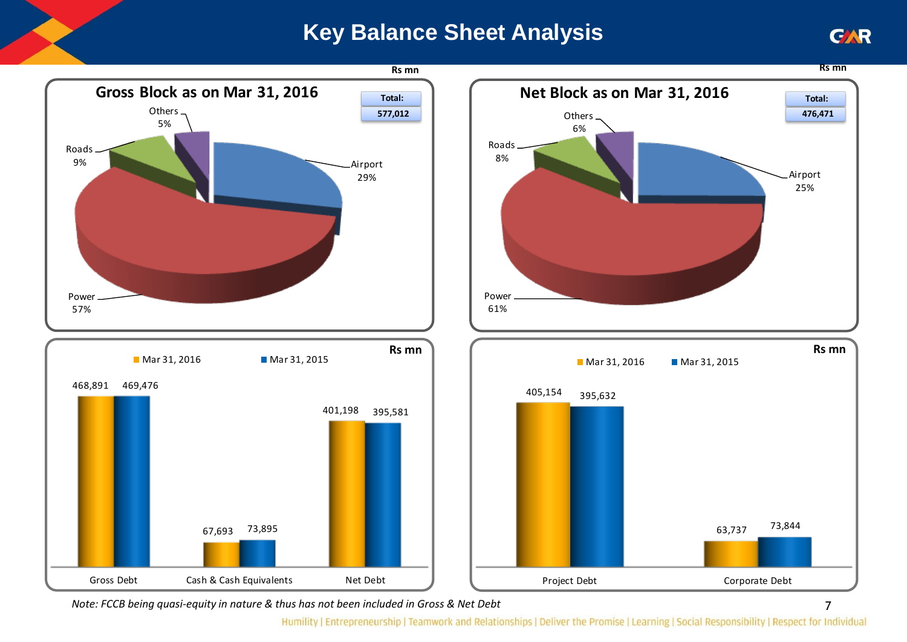# Key Balance Sheet Analysis

## Gross Block as on Mar 31, 2016

Rs mn

Total: 577,012

| Segment | Share |
|---|---|
| Power | 57% |
| Airport | 29% |
| Roads | 9% |
| Others | 5% |

## Net Block as on Mar 31, 2016

Rs mn

Total: 476,471

| Segment | Share |
|---|---|
| Power | 61% |
| Airport | 25% |
| Roads | 8% |
| Others | 6% |

Rs mn

| | Mar 31, 2016 | Mar 31, 2015 |
|---|---|---|
| Gross Debt | 468,891 | 469,476 |
| Cash & Cash Equivalents | 67,693 | 73,895 |
| Net Debt | 401,198 | 395,581 |

Rs mn

| | Mar 31, 2016 | Mar 31, 2015 |
|---|---|---|
| Project Debt | 405,154 | 395,632 |
| Corporate Debt | 63,737 | 73,844 |

*Note: FCCB being quasi-equity in nature & thus has not been included in Gross & Net Debt*

Humility | Entrepreneurship | Teamwork and Relationships | Deliver the Promise | Learning | Social Responsibility | Respect for Individual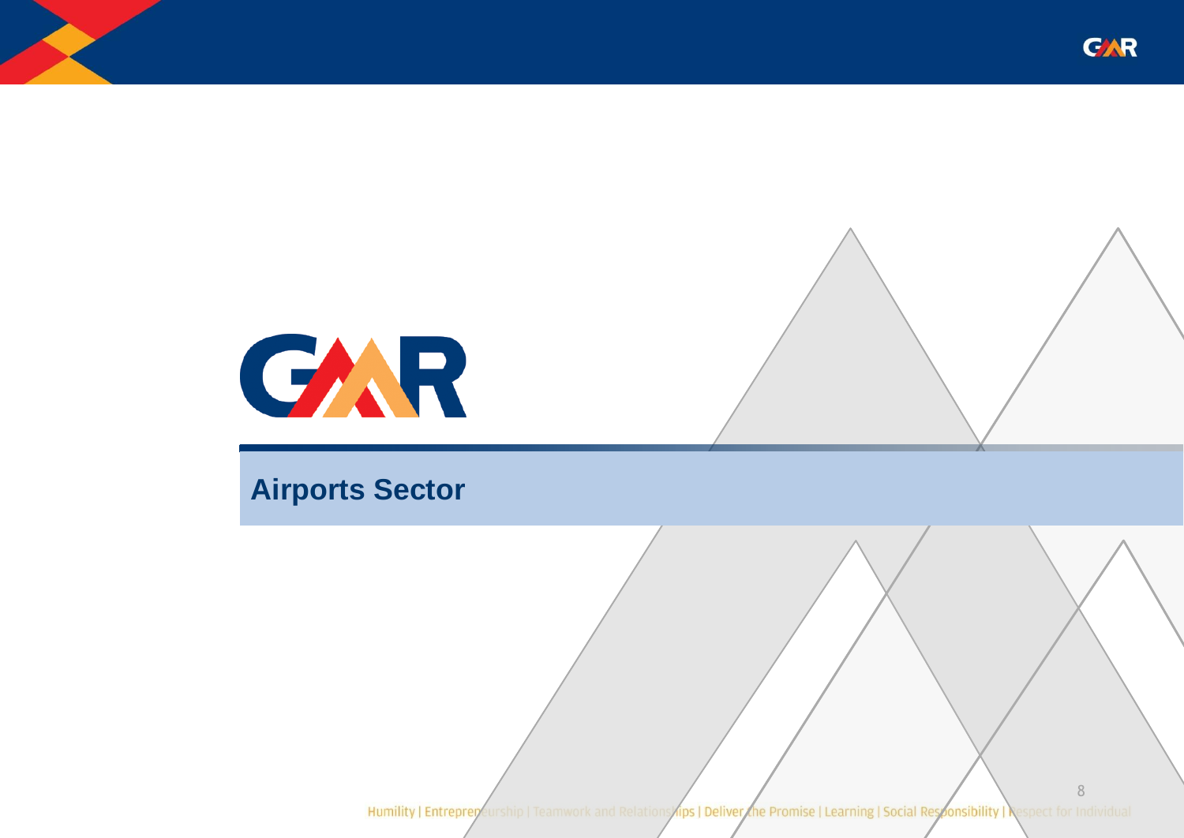# Airports Sector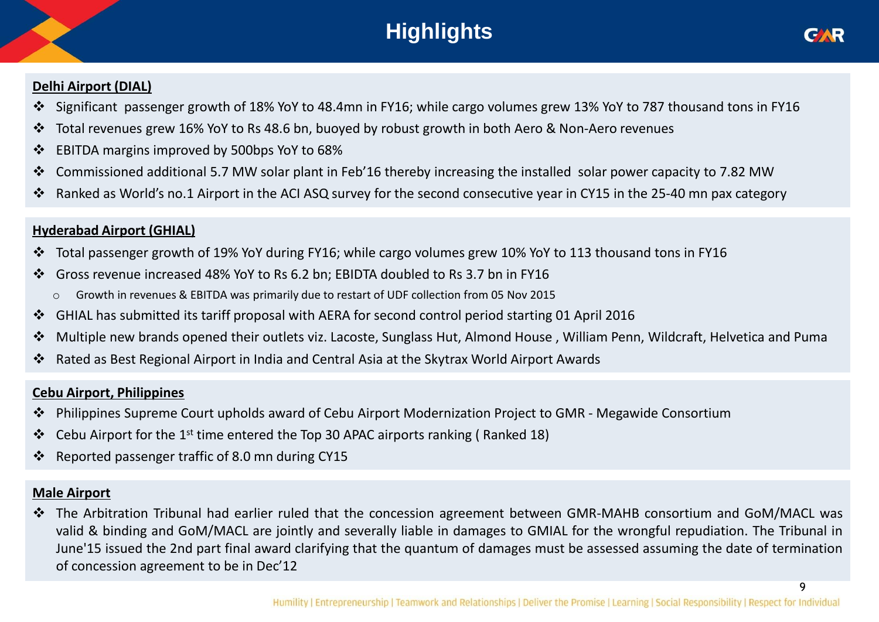# Highlights

## Delhi Airport (DIAL)

- Significant passenger growth of 18% YoY to 48.4mn in FY16; while cargo volumes grew 13% YoY to 787 thousand tons in FY16
- Total revenues grew 16% YoY to Rs 48.6 bn, buoyed by robust growth in both Aero & Non-Aero revenues
- EBITDA margins improved by 500bps YoY to 68%
- Commissioned additional 5.7 MW solar plant in Feb'16 thereby increasing the installed solar power capacity to 7.82 MW
- Ranked as World's no.1 Airport in the ACI ASQ survey for the second consecutive year in CY15 in the 25-40 mn pax category

## Hyderabad Airport (GHIAL)

- Total passenger growth of 19% YoY during FY16; while cargo volumes grew 10% YoY to 113 thousand tons in FY16
- Gross revenue increased 48% YoY to Rs 6.2 bn; EBIDTA doubled to Rs 3.7 bn in FY16
  - Growth in revenues & EBITDA was primarily due to restart of UDF collection from 05 Nov 2015
- GHIAL has submitted its tariff proposal with AERA for second control period starting 01 April 2016
- Multiple new brands opened their outlets viz. Lacoste, Sunglass Hut, Almond House , William Penn, Wildcraft, Helvetica and Puma
- Rated as Best Regional Airport in India and Central Asia at the Skytrax World Airport Awards

## Cebu Airport, Philippines

- Philippines Supreme Court upholds award of Cebu Airport Modernization Project to GMR - Megawide Consortium
- Cebu Airport for the 1st time entered the Top 30 APAC airports ranking ( Ranked 18)
- Reported passenger traffic of 8.0 mn during CY15

## Male Airport

- The Arbitration Tribunal had earlier ruled that the concession agreement between GMR-MAHB consortium and GoM/MACL was valid & binding and GoM/MACL are jointly and severally liable in damages to GMIAL for the wrongful repudiation. The Tribunal in June'15 issued the 2nd part final award clarifying that the quantum of damages must be assessed assuming the date of termination of concession agreement to be in Dec'12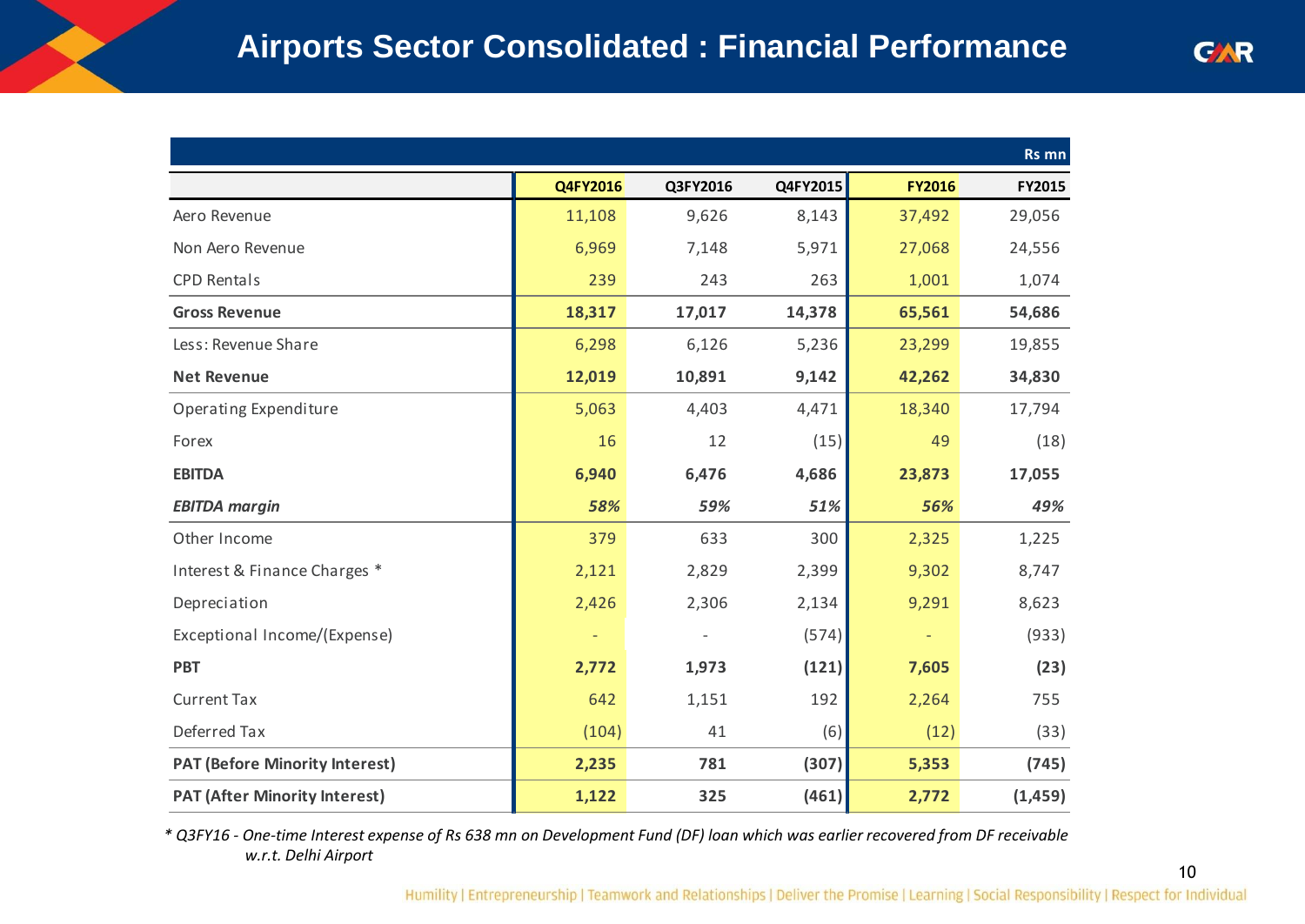# Airports Sector Consolidated : Financial Performance

Rs mn

| | Q4FY2016 | Q3FY2016 | Q4FY2015 | FY2016 | FY2015 |
|---|---|---|---|---|---|
| Aero Revenue | 11,108 | 9,626 | 8,143 | 37,492 | 29,056 |
| Non Aero Revenue | 6,969 | 7,148 | 5,971 | 27,068 | 24,556 |
| CPD Rentals | 239 | 243 | 263 | 1,001 | 1,074 |
| **Gross Revenue** | **18,317** | **17,017** | **14,378** | **65,561** | **54,686** |
| Less: Revenue Share | 6,298 | 6,126 | 5,236 | 23,299 | 19,855 |
| **Net Revenue** | **12,019** | **10,891** | **9,142** | **42,262** | **34,830** |
| Operating Expenditure | 5,063 | 4,403 | 4,471 | 18,340 | 17,794 |
| Forex | 16 | 12 | (15) | 49 | (18) |
| **EBITDA** | **6,940** | **6,476** | **4,686** | **23,873** | **17,055** |
| ***EBITDA margin*** | ***58%*** | ***59%*** | ***51%*** | ***56%*** | ***49%*** |
| Other Income | 379 | 633 | 300 | 2,325 | 1,225 |
| Interest & Finance Charges * | 2,121 | 2,829 | 2,399 | 9,302 | 8,747 |
| Depreciation | 2,426 | 2,306 | 2,134 | 9,291 | 8,623 |
| Exceptional Income/(Expense) | - | - | (574) | - | (933) |
| **PBT** | **2,772** | **1,973** | **(121)** | **7,605** | **(23)** |
| Current Tax | 642 | 1,151 | 192 | 2,264 | 755 |
| Deferred Tax | (104) | 41 | (6) | (12) | (33) |
| **PAT (Before Minority Interest)** | **2,235** | **781** | **(307)** | **5,353** | **(745)** |
| **PAT (After Minority Interest)** | **1,122** | **325** | **(461)** | **2,772** | **(1,459)** |

*\* Q3FY16 - One-time Interest expense of Rs 638 mn on Development Fund (DF) loan which was earlier recovered from DF receivable w.r.t. Delhi Airport*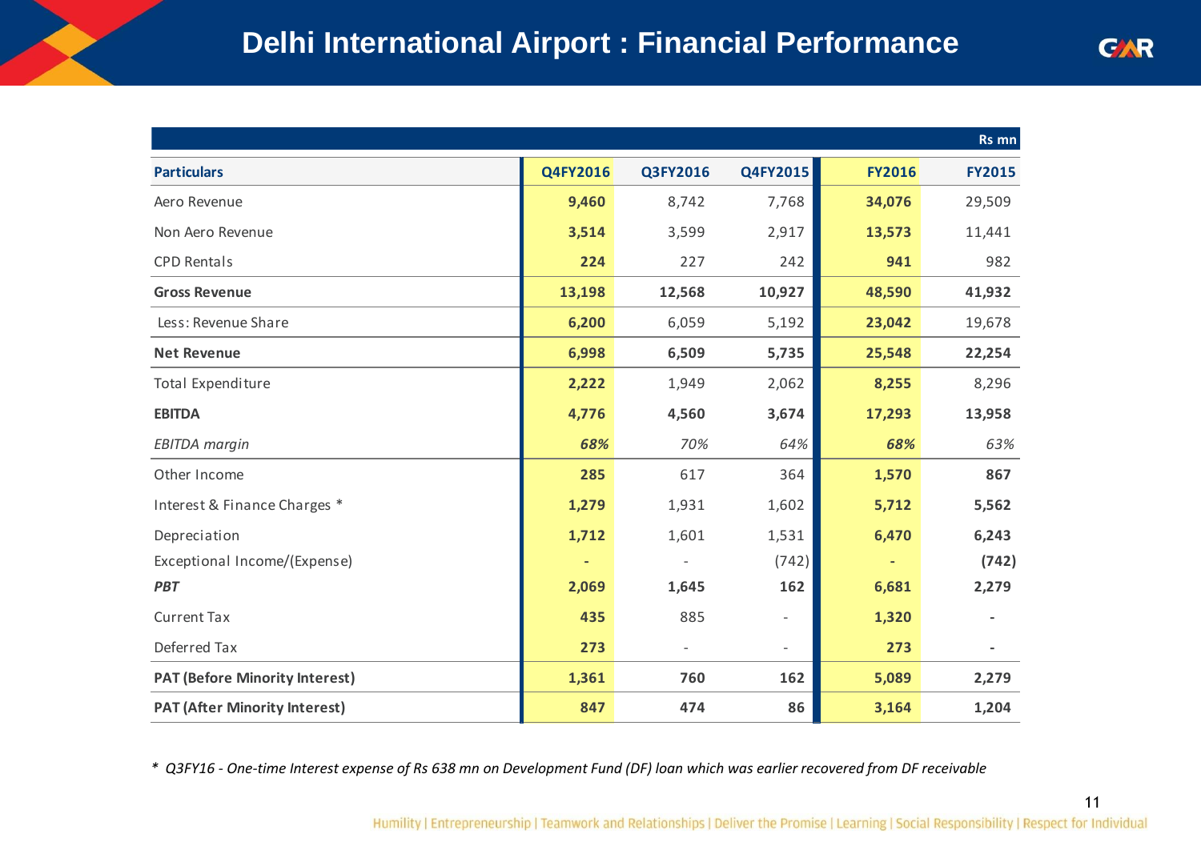# Delhi International Airport : Financial Performance

| | | | | | Rs mn |
|---|---|---|---|---|---|
| **Particulars** | **Q4FY2016** | **Q3FY2016** | **Q4FY2015** | **FY2016** | **FY2015** |
| Aero Revenue | **9,460** | 8,742 | 7,768 | **34,076** | 29,509 |
| Non Aero Revenue | **3,514** | 3,599 | 2,917 | **13,573** | 11,441 |
| CPD Rentals | **224** | 227 | 242 | **941** | 982 |
| **Gross Revenue** | **13,198** | **12,568** | **10,927** | **48,590** | **41,932** |
| Less: Revenue Share | **6,200** | 6,059 | 5,192 | **23,042** | 19,678 |
| **Net Revenue** | **6,998** | **6,509** | **5,735** | **25,548** | **22,254** |
| Total Expenditure | **2,222** | 1,949 | 2,062 | **8,255** | 8,296 |
| **EBITDA** | **4,776** | **4,560** | **3,674** | **17,293** | **13,958** |
| *EBITDA margin* | ***68%*** | *70%* | *64%* | ***68%*** | *63%* |
| Other Income | **285** | 617 | 364 | **1,570** | **867** |
| Interest & Finance Charges * | **1,279** | 1,931 | 1,602 | **5,712** | **5,562** |
| Depreciation | **1,712** | 1,601 | 1,531 | **6,470** | **6,243** |
| Exceptional Income/(Expense) | **-** | - | (742) | **-** | **(742)** |
| ***PBT*** | **2,069** | **1,645** | **162** | **6,681** | **2,279** |
| Current Tax | **435** | 885 | - | **1,320** | **-** |
| Deferred Tax | **273** | - | - | **273** | **-** |
| **PAT (Before Minority Interest)** | **1,361** | **760** | **162** | **5,089** | **2,279** |
| **PAT (After Minority Interest)** | **847** | **474** | **86** | **3,164** | **1,204** |

*\* Q3FY16 - One-time Interest expense of Rs 638 mn on Development Fund (DF) loan which was earlier recovered from DF receivable*

Humility | Entrepreneurship | Teamwork and Relationships | Deliver the Promise | Learning | Social Responsibility | Respect for Individual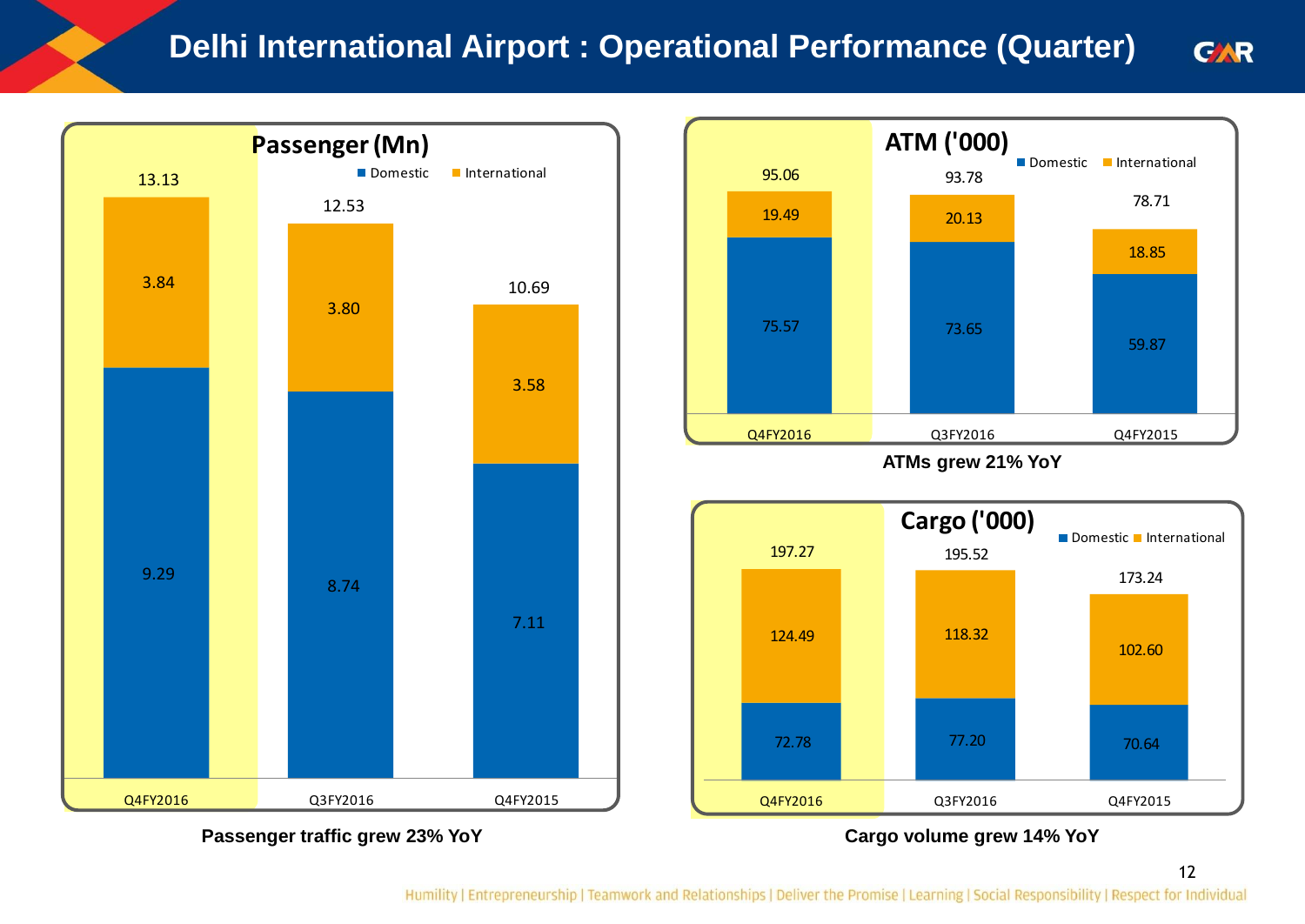# Delhi International Airport : Operational Performance (Quarter)

## Passenger (Mn)

| | Q4FY2016 | Q3FY2016 | Q4FY2015 |
|---|---|---|---|
| Domestic | 9.29 | 8.74 | 7.11 |
| International | 3.84 | 3.80 | 3.58 |
| Total | 13.13 | 12.53 | 10.69 |

**Passenger traffic grew 23% YoY**

## ATM ('000)

| | Q4FY2016 | Q3FY2016 | Q4FY2015 |
|---|---|---|---|
| Domestic | 75.57 | 73.65 | 59.87 |
| International | 19.49 | 20.13 | 18.85 |
| Total | 95.06 | 93.78 | 78.71 |

**ATMs grew 21% YoY**

## Cargo ('000)

| | Q4FY2016 | Q3FY2016 | Q4FY2015 |
|---|---|---|---|
| Domestic | 72.78 | 77.20 | 70.64 |
| International | 124.49 | 118.32 | 102.60 |
| Total | 197.27 | 195.52 | 173.24 |

**Cargo volume grew 14% YoY**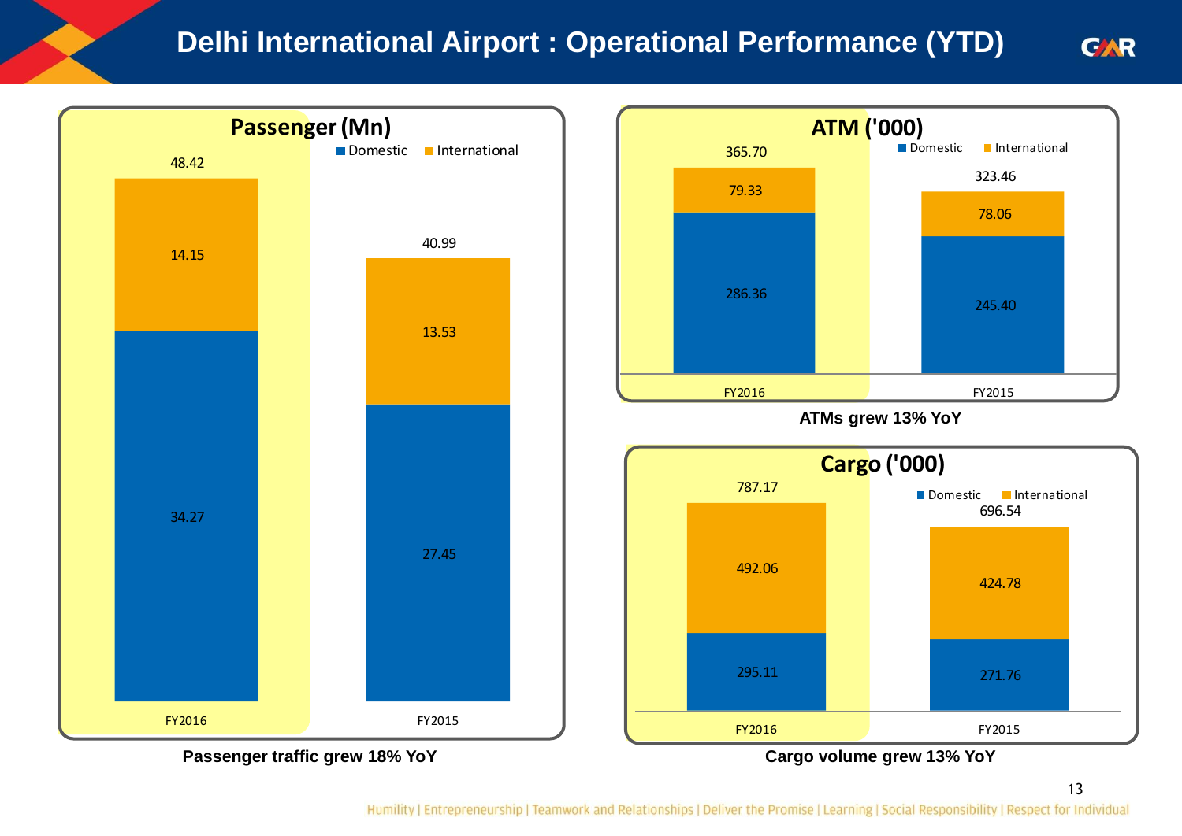# Delhi International Airport : Operational Performance (YTD)

## Passenger (Mn)

| | Domestic | International | Total |
|---|---|---|---|
| FY2016 | 34.27 | 14.15 | 48.42 |
| FY2015 | 27.45 | 13.53 | 40.99 |

**Passenger traffic grew 18% YoY**

## ATM ('000)

| | Domestic | International | Total |
|---|---|---|---|
| FY2016 | 286.36 | 79.33 | 365.70 |
| FY2015 | 245.40 | 78.06 | 323.46 |

**ATMs grew 13% YoY**

## Cargo ('000)

| | Domestic | International | Total |
|---|---|---|---|
| FY2016 | 295.11 | 492.06 | 787.17 |
| FY2015 | 271.76 | 424.78 | 696.54 |

**Cargo volume grew 13% YoY**

Humility | Entrepreneurship | Teamwork and Relationships | Deliver the Promise | Learning | Social Responsibility | Respect for Individual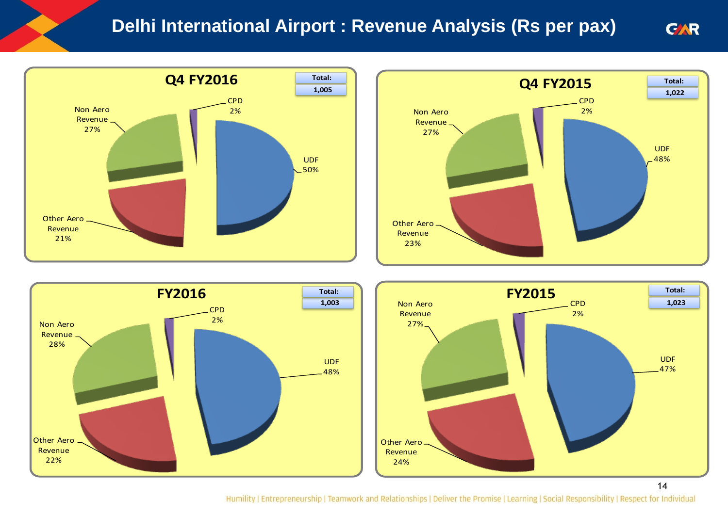# Delhi International Airport : Revenue Analysis (Rs per pax)

## Q4 FY2016

Total: 1,005

- UDF 50%
- CPD 2%
- Non Aero Revenue 27%
- Other Aero Revenue 21%

## Q4 FY2015

Total: 1,022

- UDF 48%
- CPD 2%
- Non Aero Revenue 27%
- Other Aero Revenue 23%

## FY2016

Total: 1,003

- UDF 48%
- CPD 2%
- Non Aero Revenue 28%
- Other Aero Revenue 22%

## FY2015

Total: 1,023

- UDF 47%
- CPD 2%
- Non Aero Revenue 27%
- Other Aero Revenue 24%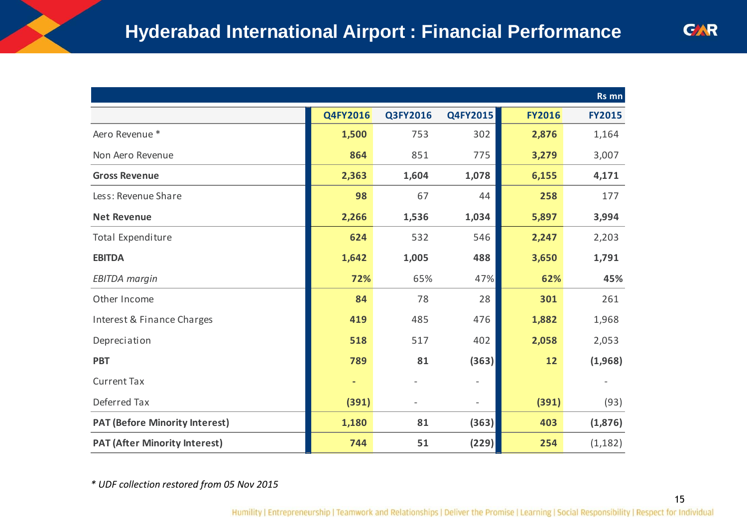# Hyderabad International Airport : Financial Performance

Rs mn

| | Q4FY2016 | Q3FY2016 | Q4FY2015 | FY2016 | FY2015 |
|---|---|---|---|---|---|
| Aero Revenue * | **1,500** | 753 | 302 | **2,876** | 1,164 |
| Non Aero Revenue | **864** | 851 | 775 | **3,279** | 3,007 |
| **Gross Revenue** | **2,363** | **1,604** | **1,078** | **6,155** | **4,171** |
| Less: Revenue Share | **98** | 67 | 44 | **258** | 177 |
| **Net Revenue** | **2,266** | **1,536** | **1,034** | **5,897** | **3,994** |
| Total Expenditure | **624** | 532 | 546 | **2,247** | 2,203 |
| **EBITDA** | **1,642** | **1,005** | **488** | **3,650** | **1,791** |
| *EBITDA margin* | **72%** | 65% | 47% | **62%** | **45%** |
| Other Income | **84** | 78 | 28 | **301** | 261 |
| Interest & Finance Charges | **419** | 485 | 476 | **1,882** | 1,968 |
| Depreciation | **518** | 517 | 402 | **2,058** | 2,053 |
| **PBT** | **789** | **81** | **(363)** | **12** | **(1,968)** |
| Current Tax | **-** | - | - | | - |
| Deferred Tax | **(391)** | - | - | **(391)** | (93) |
| **PAT (Before Minority Interest)** | **1,180** | **81** | **(363)** | **403** | **(1,876)** |
| **PAT (After Minority Interest)** | **744** | **51** | **(229)** | **254** | (1,182) |

*\* UDF collection restored from 05 Nov 2015*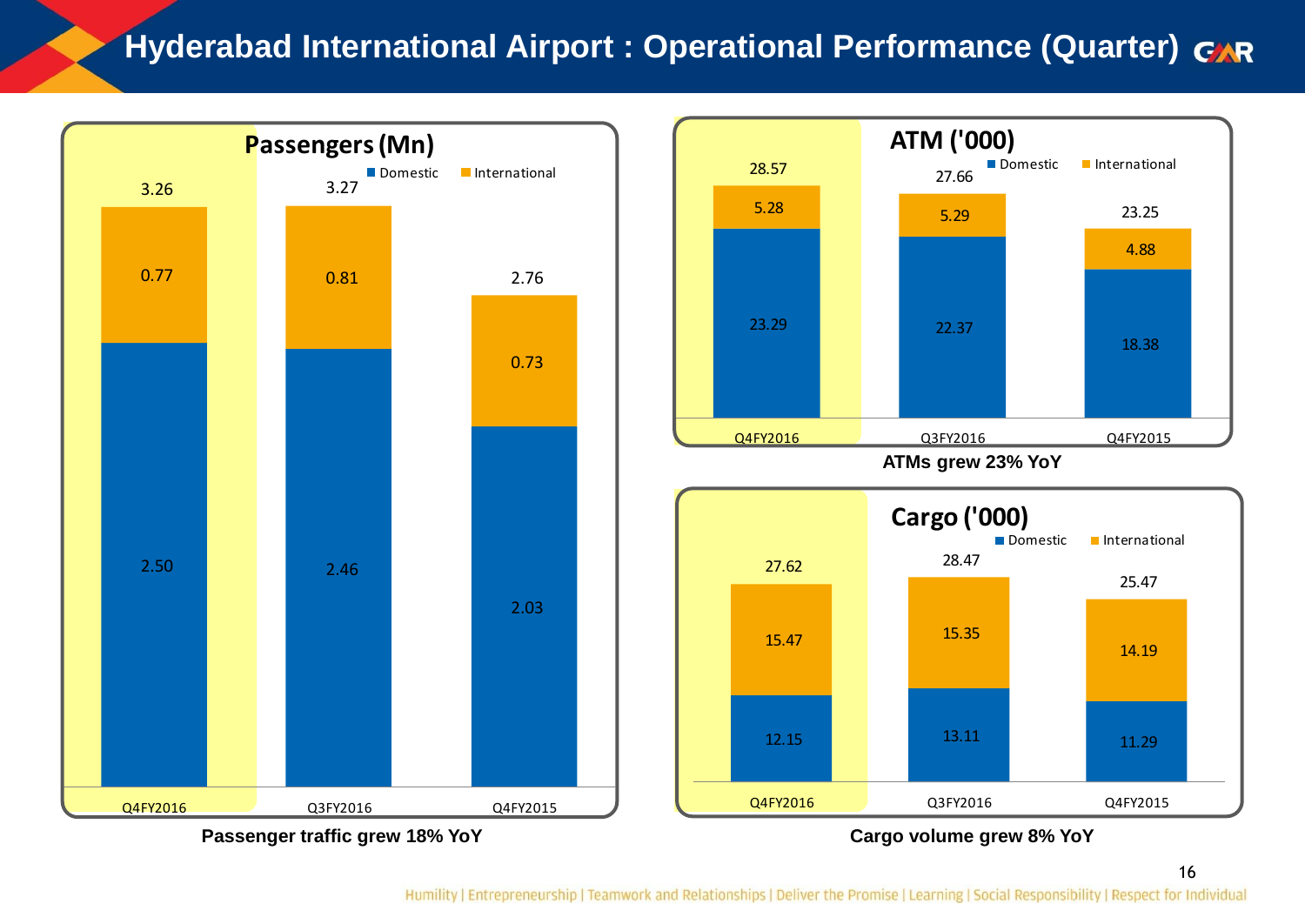# Hyderabad International Airport : Operational Performance (Quarter)

## Passengers (Mn)

| | Q4FY2016 | Q3FY2016 | Q4FY2015 |
|---|---|---|---|
| Domestic | 2.50 | 2.46 | 2.03 |
| International | 0.77 | 0.81 | 0.73 |
| Total | 3.26 | 3.27 | 2.76 |

**Passenger traffic grew 18% YoY**

## ATM ('000)

| | Q4FY2016 | Q3FY2016 | Q4FY2015 |
|---|---|---|---|
| Domestic | 23.29 | 22.37 | 18.38 |
| International | 5.28 | 5.29 | 4.88 |
| Total | 28.57 | 27.66 | 23.25 |

**ATMs grew 23% YoY**

## Cargo ('000)

| | Q4FY2016 | Q3FY2016 | Q4FY2015 |
|---|---|---|---|
| Domestic | 12.15 | 13.11 | 11.29 |
| International | 15.47 | 15.35 | 14.19 |
| Total | 27.62 | 28.47 | 25.47 |

**Cargo volume grew 8% YoY**

Humility | Entrepreneurship | Teamwork and Relationships | Deliver the Promise | Learning | Social Responsibility | Respect for Individual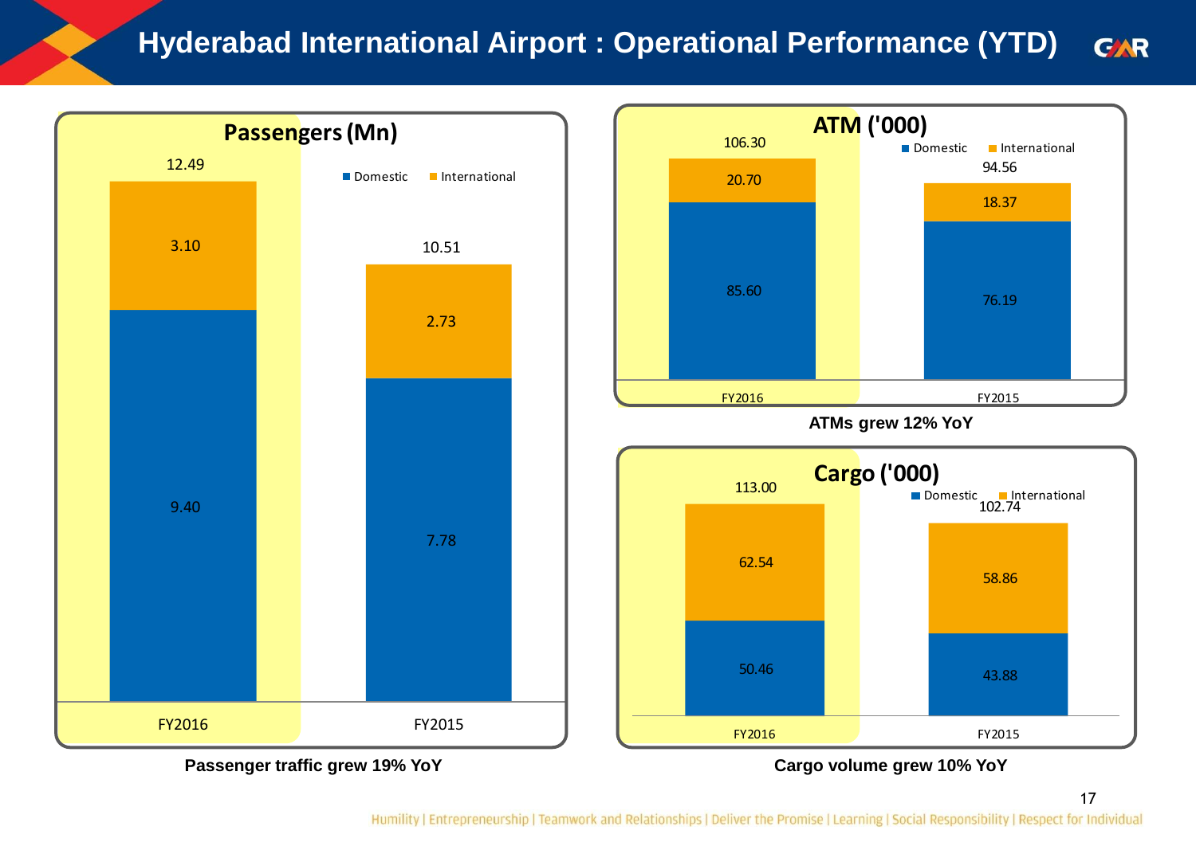# Hyderabad International Airport : Operational Performance (YTD)

## Passengers (Mn)

| | FY2016 | FY2015 |
|---|---|---|
| Domestic | 9.40 | 7.78 |
| International | 3.10 | 2.73 |
| Total | 12.49 | 10.51 |

**Passenger traffic grew 19% YoY**

## ATM ('000)

| | FY2016 | FY2015 |
|---|---|---|
| Domestic | 85.60 | 76.19 |
| International | 20.70 | 18.37 |
| Total | 106.30 | 94.56 |

**ATMs grew 12% YoY**

## Cargo ('000)

| | FY2016 | FY2015 |
|---|---|---|
| Domestic | 50.46 | 43.88 |
| International | 62.54 | 58.86 |
| Total | 113.00 | 102.74 |

**Cargo volume grew 10% YoY**

Humility | Entrepreneurship | Teamwork and Relationships | Deliver the Promise | Learning | Social Responsibility | Respect for Individual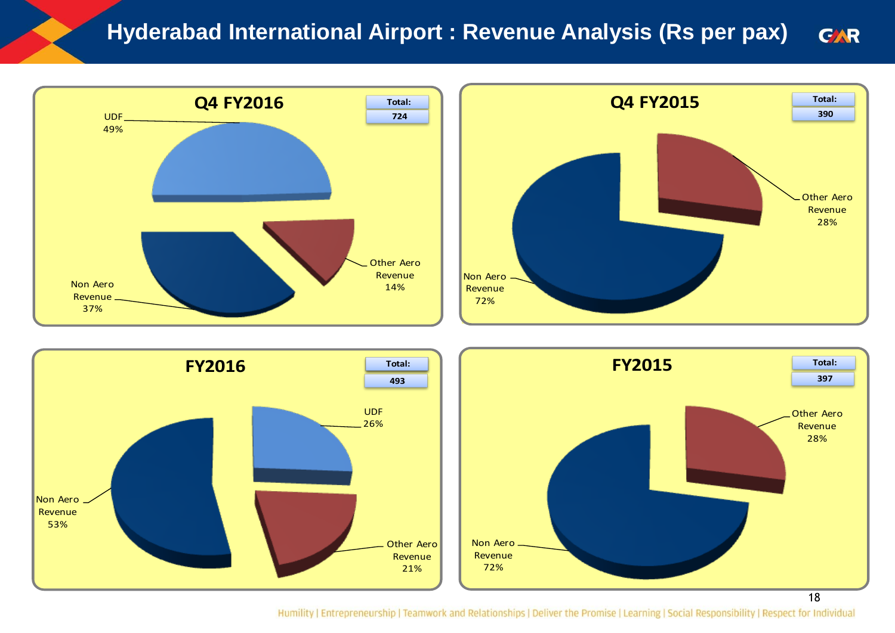# Hyderabad International Airport : Revenue Analysis (Rs per pax)

## Q4 FY2016

Total: 724

- UDF 49%
- Other Aero Revenue 14%
- Non Aero Revenue 37%

## Q4 FY2015

Total: 390

- Other Aero Revenue 28%
- Non Aero Revenue 72%

## FY2016

Total: 493

- UDF 26%
- Other Aero Revenue 21%
- Non Aero Revenue 53%

## FY2015

Total: 397

- Other Aero Revenue 28%
- Non Aero Revenue 72%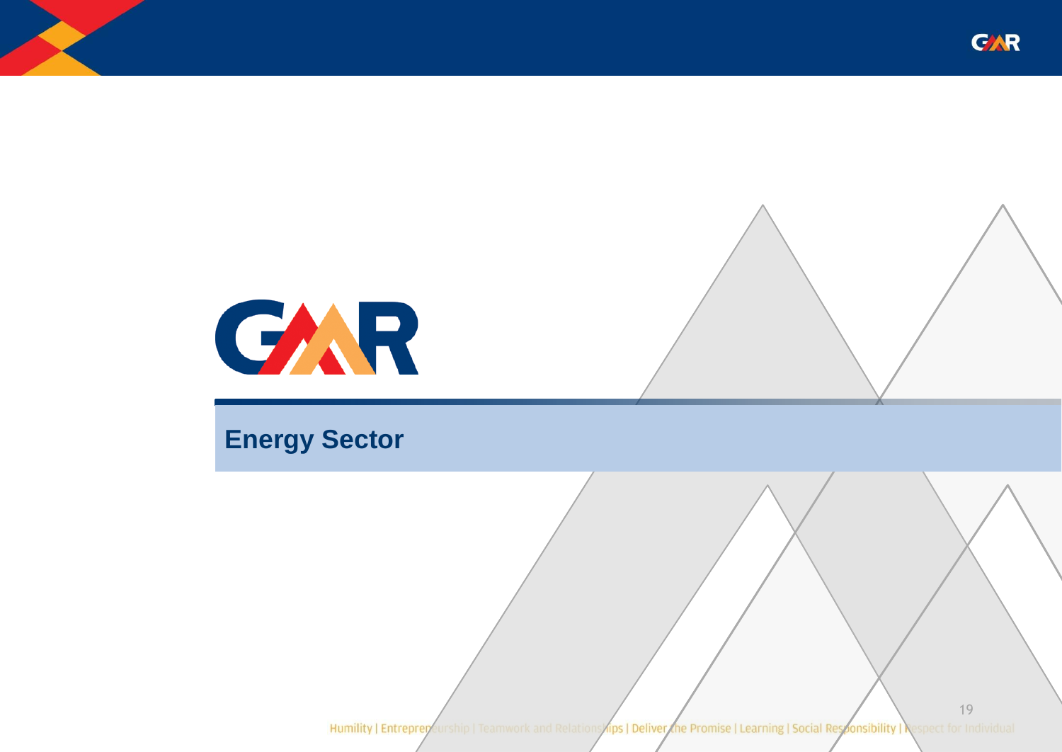# Energy Sector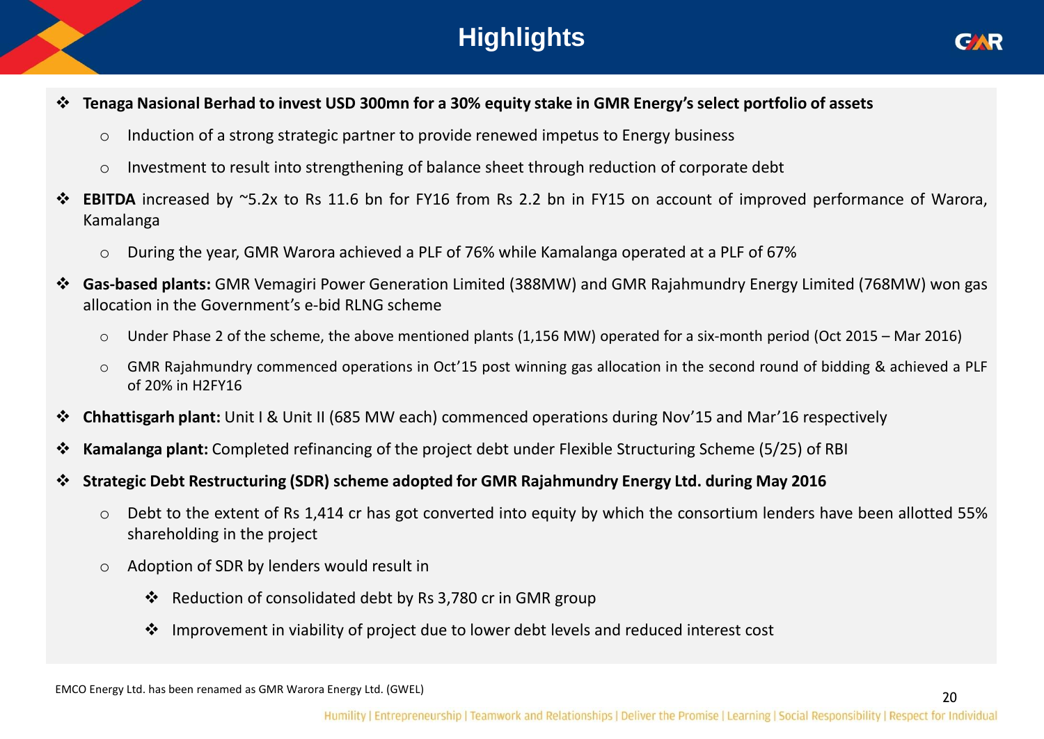# Highlights

- **Tenaga Nasional Berhad to invest USD 300mn for a 30% equity stake in GMR Energy's select portfolio of assets**
  - Induction of a strong strategic partner to provide renewed impetus to Energy business
  - Investment to result into strengthening of balance sheet through reduction of corporate debt
- **EBITDA** increased by ~5.2x to Rs 11.6 bn for FY16 from Rs 2.2 bn in FY15 on account of improved performance of Warora, Kamalanga
  - During the year, GMR Warora achieved a PLF of 76% while Kamalanga operated at a PLF of 67%
- **Gas-based plants:** GMR Vemagiri Power Generation Limited (388MW) and GMR Rajahmundry Energy Limited (768MW) won gas allocation in the Government's e-bid RLNG scheme
  - Under Phase 2 of the scheme, the above mentioned plants (1,156 MW) operated for a six-month period (Oct 2015 – Mar 2016)
  - GMR Rajahmundry commenced operations in Oct'15 post winning gas allocation in the second round of bidding & achieved a PLF of 20% in H2FY16
- **Chhattisgarh plant:** Unit I & Unit II (685 MW each) commenced operations during Nov'15 and Mar'16 respectively
- **Kamalanga plant:** Completed refinancing of the project debt under Flexible Structuring Scheme (5/25) of RBI
- **Strategic Debt Restructuring (SDR) scheme adopted for GMR Rajahmundry Energy Ltd. during May 2016**
  - Debt to the extent of Rs 1,414 cr has got converted into equity by which the consortium lenders have been allotted 55% shareholding in the project
  - Adoption of SDR by lenders would result in
    - Reduction of consolidated debt by Rs 3,780 cr in GMR group
    - Improvement in viability of project due to lower debt levels and reduced interest cost

EMCO Energy Ltd. has been renamed as GMR Warora Energy Ltd. (GWEL)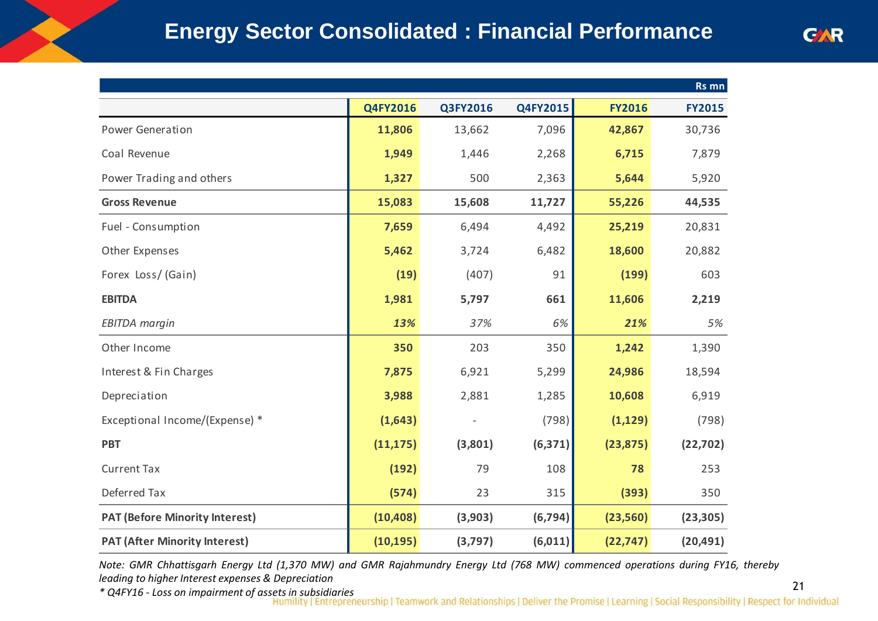# Energy Sector Consolidated : Financial Performance

Rs mn

| | Q4FY2016 | Q3FY2016 | Q4FY2015 | FY2016 | FY2015 |
|---|---|---|---|---|---|
| Power Generation | **11,806** | 13,662 | 7,096 | **42,867** | 30,736 |
| Coal Revenue | **1,949** | 1,446 | 2,268 | **6,715** | 7,879 |
| Power Trading and others | **1,327** | 500 | 2,363 | **5,644** | 5,920 |
| **Gross Revenue** | **15,083** | **15,608** | **11,727** | **55,226** | **44,535** |
| Fuel - Consumption | **7,659** | 6,494 | 4,492 | **25,219** | 20,831 |
| Other Expenses | **5,462** | 3,724 | 6,482 | **18,600** | 20,882 |
| Forex Loss/ (Gain) | **(19)** | (407) | 91 | **(199)** | 603 |
| **EBITDA** | **1,981** | **5,797** | **661** | **11,606** | **2,219** |
| *EBITDA margin* | ***13%*** | *37%* | *6%* | ***21%*** | *5%* |
| Other Income | **350** | 203 | 350 | **1,242** | 1,390 |
| Interest & Fin Charges | **7,875** | 6,921 | 5,299 | **24,986** | 18,594 |
| Depreciation | **3,988** | 2,881 | 1,285 | **10,608** | 6,919 |
| Exceptional Income/(Expense) * | **(1,643)** | - | (798) | **(1,129)** | (798) |
| **PBT** | **(11,175)** | **(3,801)** | **(6,371)** | **(23,875)** | **(22,702)** |
| Current Tax | **(192)** | 79 | 108 | **78** | 253 |
| Deferred Tax | **(574)** | 23 | 315 | **(393)** | 350 |
| **PAT (Before Minority Interest)** | **(10,408)** | **(3,903)** | **(6,794)** | **(23,560)** | **(23,305)** |
| **PAT (After Minority Interest)** | **(10,195)** | **(3,797)** | **(6,011)** | **(22,747)** | **(20,491)** |

*Note: GMR Chhattisgarh Energy Ltd (1,370 MW) and GMR Rajahmundry Energy Ltd (768 MW) commenced operations during FY16, thereby leading to higher Interest expenses & Depreciation*

** Q4FY16 - Loss on impairment of assets in subsidiaries*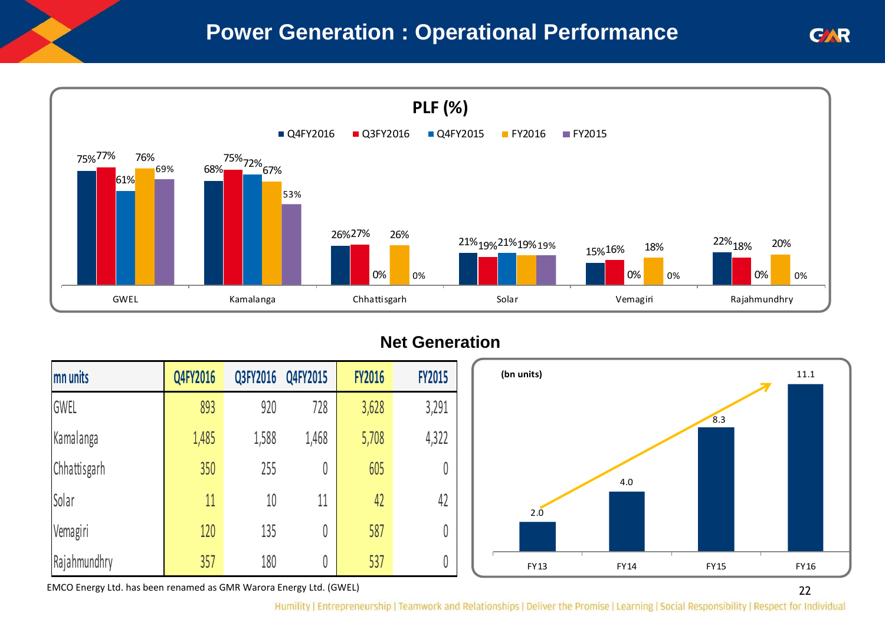# Power Generation : Operational Performance

## PLF (%)

| | Q4FY2016 | Q3FY2016 | Q4FY2015 | FY2016 | FY2015 |
|---|---|---|---|---|---|
| GWEL | 75% | 77% | 61% | 76% | 69% |
| Kamalanga | 68% | 75% | 72% | 67% | 53% |
| Chhattisgarh | 26% | 27% | 0% | 26% | 0% |
| Solar | 21% | 19% | 21% | 19% | 19% |
| Vemagiri | 15% | 16% | 0% | 18% | 0% |
| Rajahmundhry | 22% | 18% | 0% | 20% | 0% |

## Net Generation

| mn units | Q4FY2016 | Q3FY2016 | Q4FY2015 | FY2016 | FY2015 |
|---|---|---|---|---|---|
| GWEL | 893 | 920 | 728 | 3,628 | 3,291 |
| Kamalanga | 1,485 | 1,588 | 1,468 | 5,708 | 4,322 |
| Chhattisgarh | 350 | 255 | 0 | 605 | 0 |
| Solar | 11 | 10 | 11 | 42 | 42 |
| Vemagiri | 120 | 135 | 0 | 587 | 0 |
| Rajahmundhry | 357 | 180 | 0 | 537 | 0 |

(bn units)

| FY13 | FY14 | FY15 | FY16 |
|---|---|---|---|
| 2.0 | 4.0 | 8.3 | 11.1 |

EMCO Energy Ltd. has been renamed as GMR Warora Energy Ltd. (GWEL)

Humility | Entrepreneurship | Teamwork and Relationships | Deliver the Promise | Learning | Social Responsibility | Respect for Individual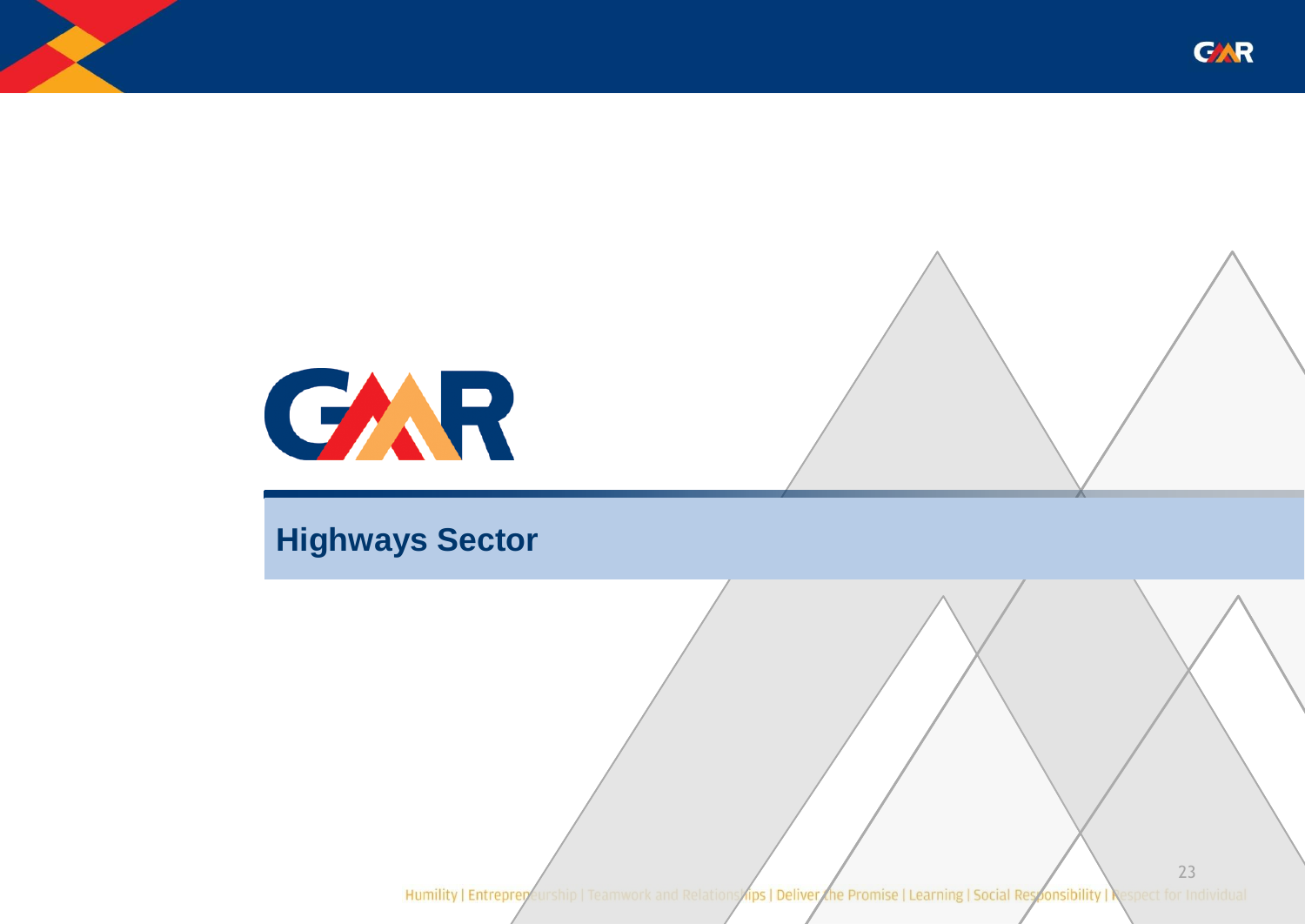# Highways Sector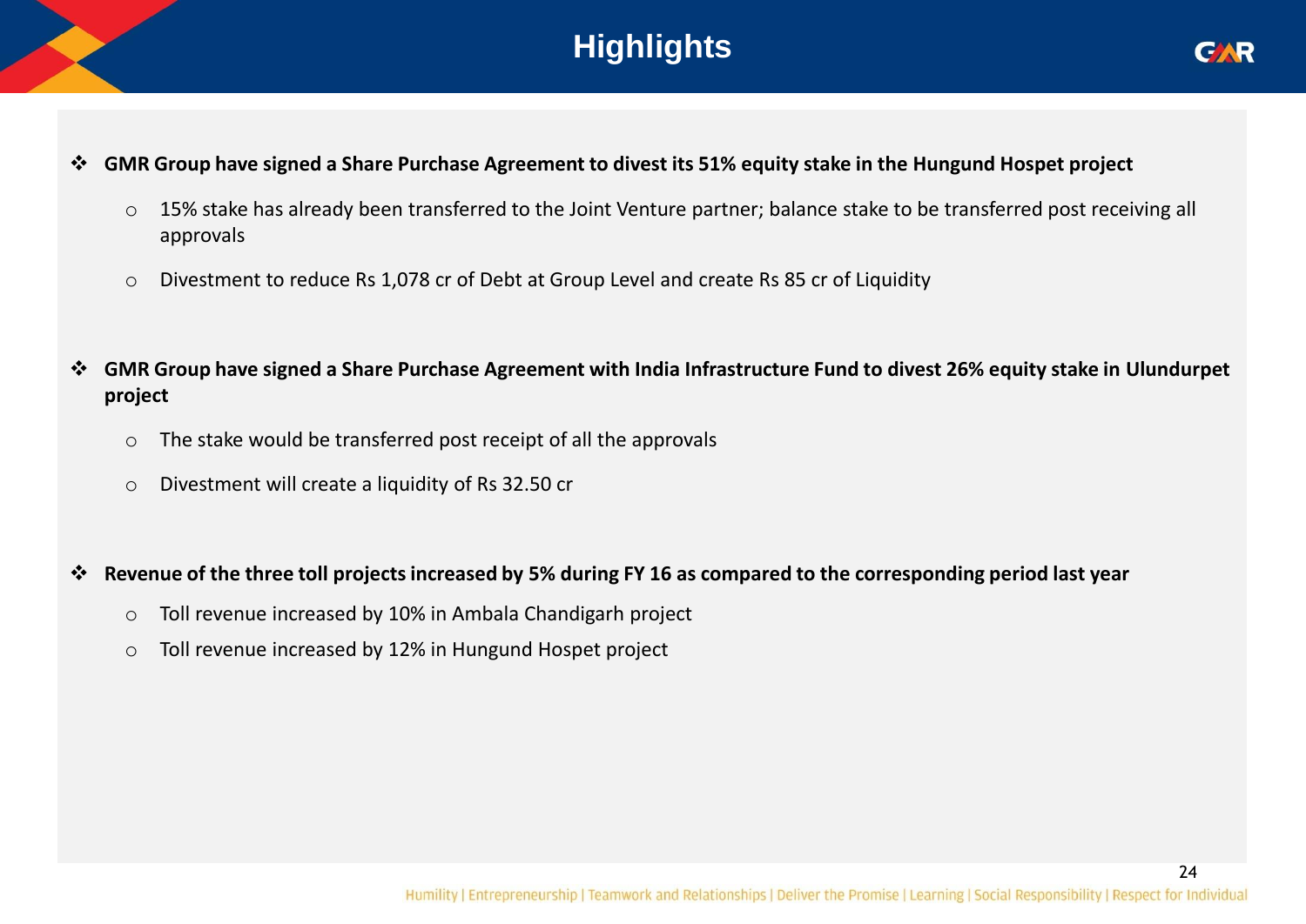# Highlights

- **GMR Group have signed a Share Purchase Agreement to divest its 51% equity stake in the Hungund Hospet project**
  - 15% stake has already been transferred to the Joint Venture partner; balance stake to be transferred post receiving all approvals
  - Divestment to reduce Rs 1,078 cr of Debt at Group Level and create Rs 85 cr of Liquidity

- **GMR Group have signed a Share Purchase Agreement with India Infrastructure Fund to divest 26% equity stake in Ulundurpet project**
  - The stake would be transferred post receipt of all the approvals
  - Divestment will create a liquidity of Rs 32.50 cr

- **Revenue of the three toll projects increased by 5% during FY 16 as compared to the corresponding period last year**
  - Toll revenue increased by 10% in Ambala Chandigarh project
  - Toll revenue increased by 12% in Hungund Hospet project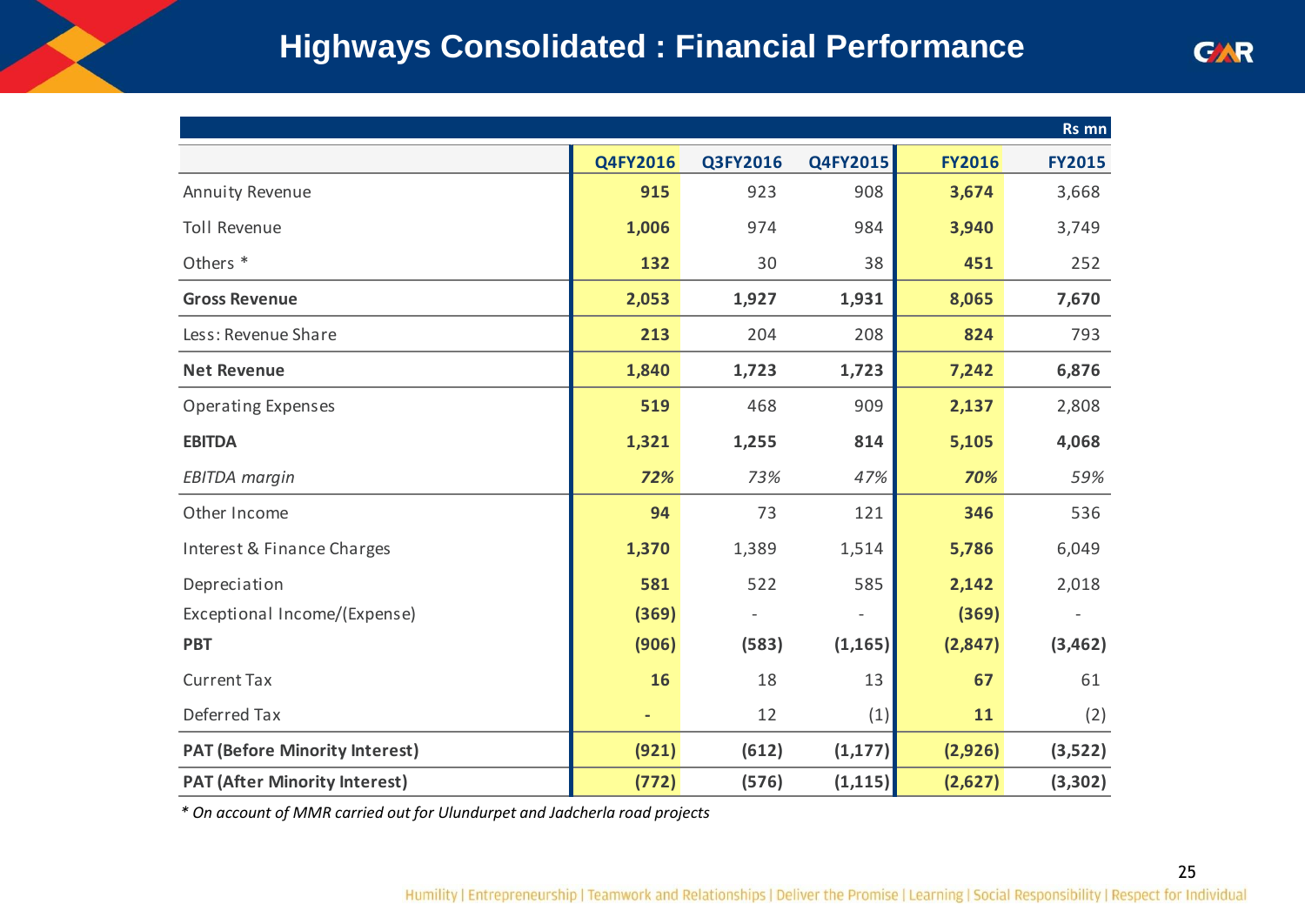# Highways Consolidated : Financial Performance

Rs mn

| | Q4FY2016 | Q3FY2016 | Q4FY2015 | FY2016 | FY2015 |
|---|---|---|---|---|---|
| Annuity Revenue | **915** | 923 | 908 | **3,674** | 3,668 |
| Toll Revenue | **1,006** | 974 | 984 | **3,940** | 3,749 |
| Others * | **132** | 30 | 38 | **451** | 252 |
| **Gross Revenue** | **2,053** | **1,927** | **1,931** | **8,065** | **7,670** |
| Less: Revenue Share | **213** | 204 | 208 | **824** | 793 |
| **Net Revenue** | **1,840** | **1,723** | **1,723** | **7,242** | **6,876** |
| Operating Expenses | **519** | 468 | 909 | **2,137** | 2,808 |
| **EBITDA** | **1,321** | **1,255** | **814** | **5,105** | **4,068** |
| *EBITDA margin* | ***72%*** | *73%* | *47%* | ***70%*** | *59%* |
| Other Income | **94** | 73 | 121 | **346** | 536 |
| Interest & Finance Charges | **1,370** | 1,389 | 1,514 | **5,786** | 6,049 |
| Depreciation | **581** | 522 | 585 | **2,142** | 2,018 |
| Exceptional Income/(Expense) | **(369)** | - | - | **(369)** | - |
| **PBT** | **(906)** | **(583)** | **(1,165)** | **(2,847)** | **(3,462)** |
| Current Tax | **16** | 18 | 13 | **67** | 61 |
| Deferred Tax | **-** | 12 | (1) | **11** | (2) |
| **PAT (Before Minority Interest)** | **(921)** | **(612)** | **(1,177)** | **(2,926)** | **(3,522)** |
| **PAT (After Minority Interest)** | **(772)** | **(576)** | **(1,115)** | **(2,627)** | **(3,302)** |

*\* On account of MMR carried out for Ulundurpet and Jadcherla road projects*

Humility | Entrepreneurship | Teamwork and Relationships | Deliver the Promise | Learning | Social Responsibility | Respect for Individual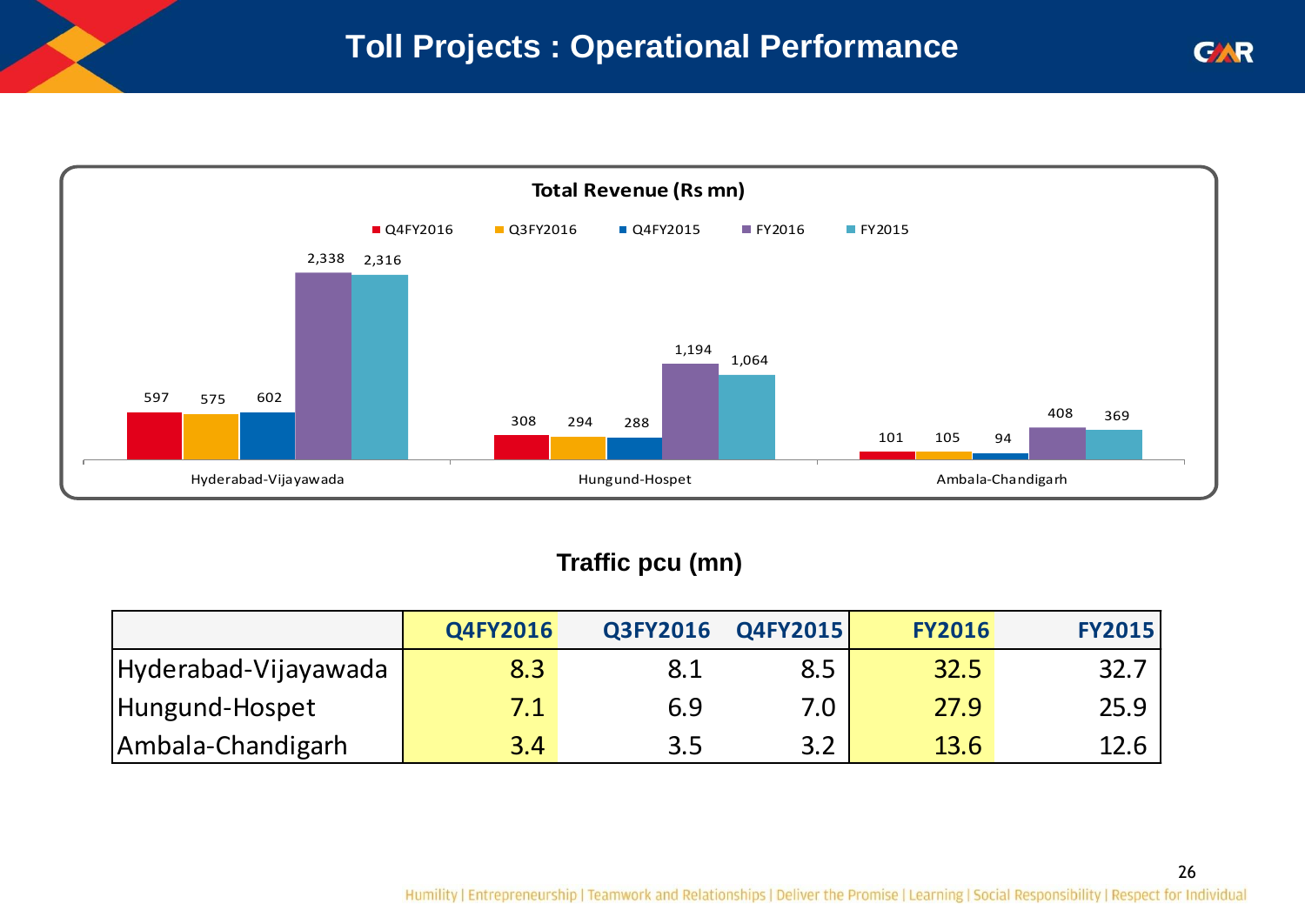# Toll Projects : Operational Performance

**Total Revenue (Rs mn)**

| | Q4FY2016 | Q3FY2016 | Q4FY2015 | FY2016 | FY2015 |
|---|---|---|---|---|---|
| Hyderabad-Vijayawada | 597 | 575 | 602 | 2,338 | 2,316 |
| Hungund-Hospet | 308 | 294 | 288 | 1,194 | 1,064 |
| Ambala-Chandigarh | 101 | 105 | 94 | 408 | 369 |

**Traffic pcu (mn)**

| | Q4FY2016 | Q3FY2016 | Q4FY2015 | FY2016 | FY2015 |
|---|---|---|---|---|---|
| Hyderabad-Vijayawada | 8.3 | 8.1 | 8.5 | 32.5 | 32.7 |
| Hungund-Hospet | 7.1 | 6.9 | 7.0 | 27.9 | 25.9 |
| Ambala-Chandigarh | 3.4 | 3.5 | 3.2 | 13.6 | 12.6 |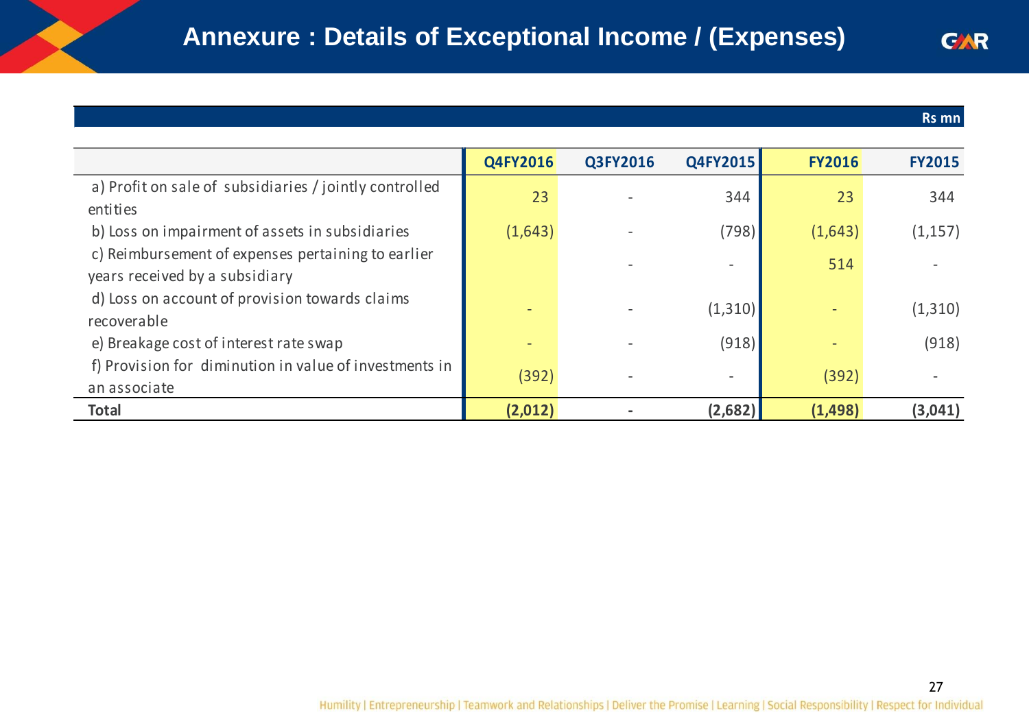# Annexure : Details of Exceptional Income / (Expenses)

Rs mn

| | Q4FY2016 | Q3FY2016 | Q4FY2015 | FY2016 | FY2015 |
|---|---|---|---|---|---|
| a) Profit on sale of subsidiaries / jointly controlled entities | 23 | - | 344 | 23 | 344 |
| b) Loss on impairment of assets in subsidiaries | (1,643) | - | (798) | (1,643) | (1,157) |
| c) Reimbursement of expenses pertaining to earlier years received by a subsidiary | | - | - | 514 | - |
| d) Loss on account of provision towards claims recoverable | - | - | (1,310) | - | (1,310) |
| e) Breakage cost of interest rate swap | - | - | (918) | - | (918) |
| f) Provision for diminution in value of investments in an associate | (392) | - | - | (392) | - |
| **Total** | **(2,012)** | **-** | **(2,682)** | **(1,498)** | **(3,041)** |

Humility | Entrepreneurship | Teamwork and Relationships | Deliver the Promise | Learning | Social Responsibility | Respect for Individual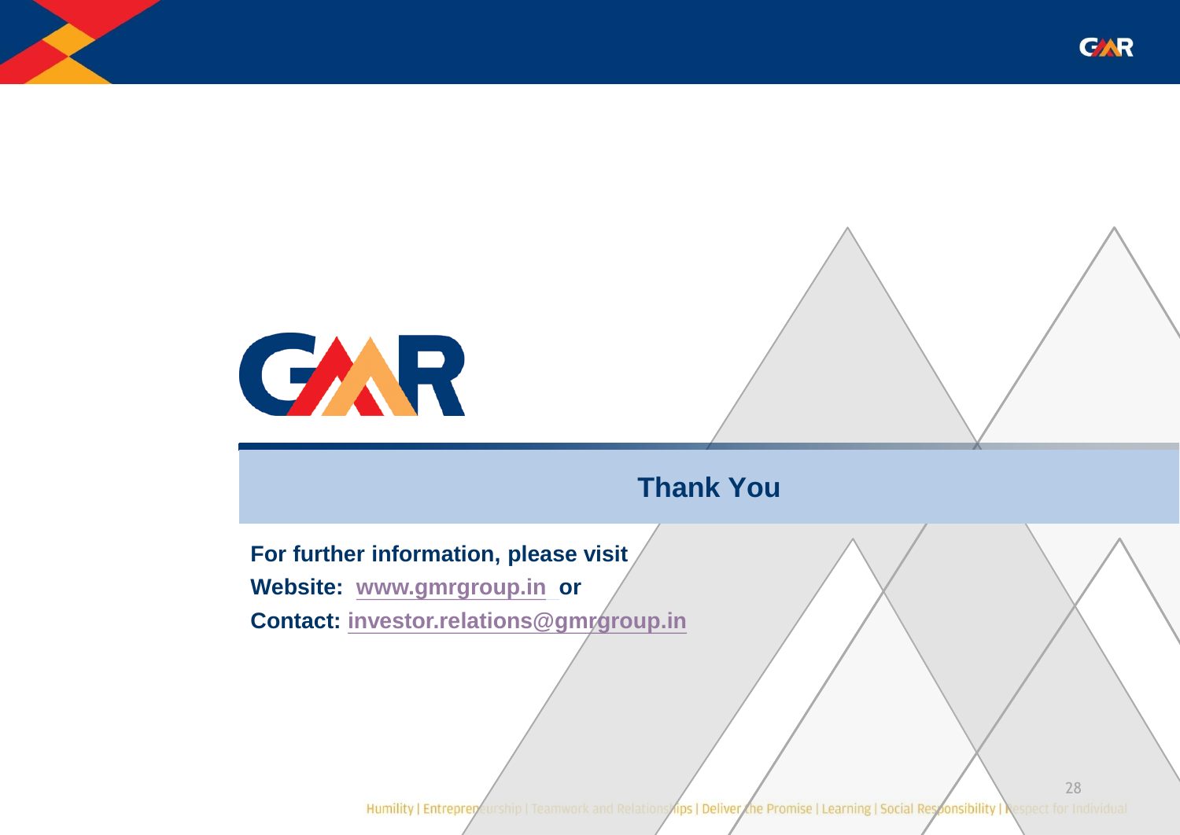## Thank You

**For further information, please visit**

**Website: www.gmrgroup.in or**

**Contact: investor.relations@gmrgroup.in**

Humility | Entrepreneurship | Teamwork and Relationships | Deliver the Promise | Learning | Social Responsibility | Respect for Individual